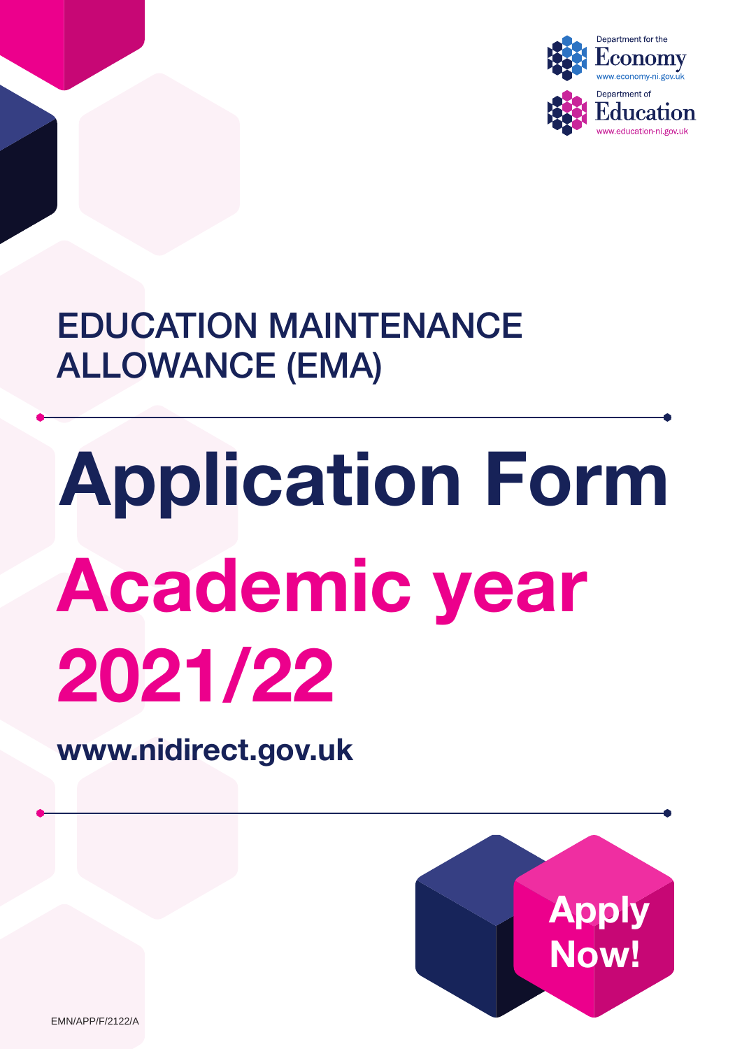Department for the
Economy
www.economy-ni.gov.uk

Department of
Education
www.education-ni.gov.uk

## EDUCATION MAINTENANCE ALLOWANCE (EMA)

# Application Form

# Academic year 2021/22

**www.nidirect.gov.uk**

**Apply Now!**

EMN/APP/F/2122/A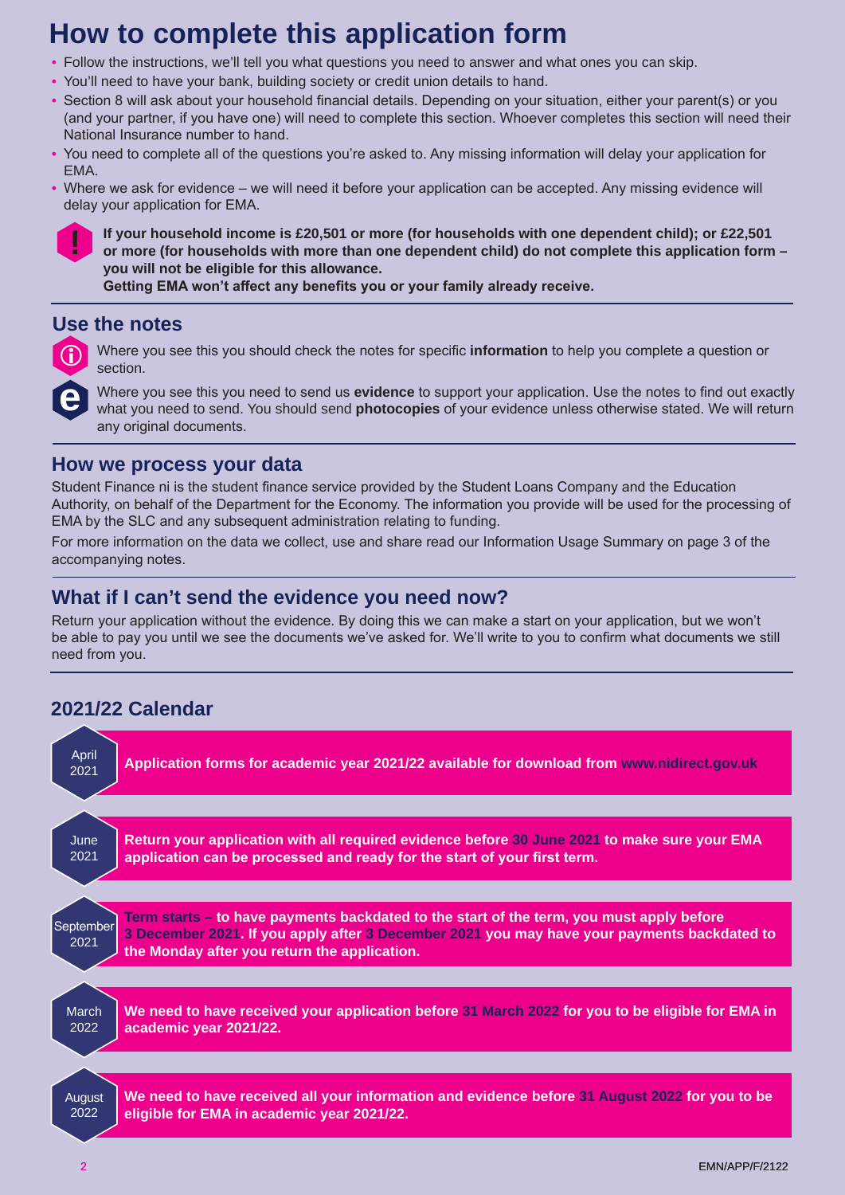# How to complete this application form

- Follow the instructions, we'll tell you what questions you need to answer and what ones you can skip.
- You'll need to have your bank, building society or credit union details to hand.
- Section 8 will ask about your household financial details. Depending on your situation, either your parent(s) or you (and your partner, if you have one) will need to complete this section. Whoever completes this section will need their National Insurance number to hand.
- You need to complete all of the questions you're asked to. Any missing information will delay your application for EMA.
- Where we ask for evidence – we will need it before your application can be accepted. Any missing evidence will delay your application for EMA.

**If your household income is £20,501 or more (for households with one dependent child); or £22,501 or more (for households with more than one dependent child) do not complete this application form – you will not be eligible for this allowance.**
**Getting EMA won't affect any benefits you or your family already receive.**

## Use the notes

Where you see this you should check the notes for specific **information** to help you complete a question or section.

Where you see this you need to send us **evidence** to support your application. Use the notes to find out exactly what you need to send. You should send **photocopies** of your evidence unless otherwise stated. We will return any original documents.

## How we process your data

Student Finance ni is the student finance service provided by the Student Loans Company and the Education Authority, on behalf of the Department for the Economy. The information you provide will be used for the processing of EMA by the SLC and any subsequent administration relating to funding.

For more information on the data we collect, use and share read our Information Usage Summary on page 3 of the accompanying notes.

## What if I can't send the evidence you need now?

Return your application without the evidence. By doing this we can make a start on your application, but we won't be able to pay you until we see the documents we've asked for. We'll write to you to confirm what documents we still need from you.

## 2021/22 Calendar

**April 2021** – **Application forms for academic year 2021/22 available for download from www.nidirect.gov.uk**

**June 2021** – **Return your application with all required evidence before 30 June 2021 to make sure your EMA application can be processed and ready for the start of your first term.**

**September 2021** – **Term starts – to have payments backdated to the start of the term, you must apply before 3 December 2021. If you apply after 3 December 2021 you may have your payments backdated to the Monday after you return the application.**

**March 2022** – **We need to have received your application before 31 March 2022 for you to be eligible for EMA in academic year 2021/22.**

**August 2022** – **We need to have received all your information and evidence before 31 August 2022 for you to be eligible for EMA in academic year 2021/22.**

EMN/APP/F/2122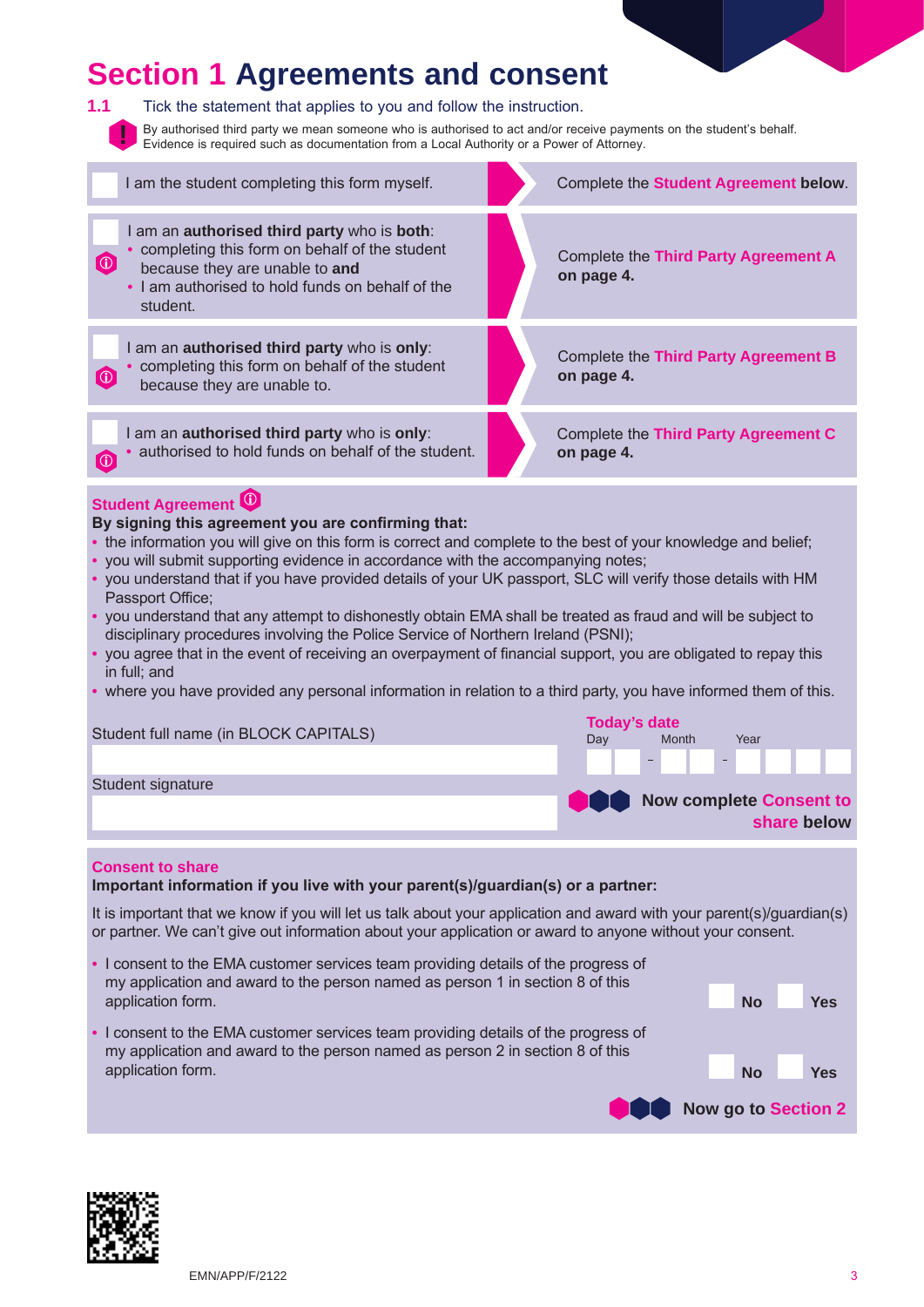# Section 1 Agreements and consent

**1.1** Tick the statement that applies to you and follow the instruction.

By authorised third party we mean someone who is authorised to act and/or receive payments on the student's behalf. Evidence is required such as documentation from a Local Authority or a Power of Attorney.

| Statement | Instruction |
|---|---|
| ☐ I am the student completing this form myself. | Complete the **Student Agreement below**. |
| ☐ I am an **authorised third party** who is **both**:<br>• completing this form on behalf of the student because they are unable to **and**<br>• I am authorised to hold funds on behalf of the student. | Complete the **Third Party Agreement A on page 4.** |
| ☐ I am an **authorised third party** who is **only**:<br>• completing this form on behalf of the student because they are unable to. | Complete the **Third Party Agreement B on page 4.** |
| ☐ I am an **authorised third party** who is **only**:<br>• authorised to hold funds on behalf of the student. | Complete the **Third Party Agreement C on page 4.** |

## Student Agreement

**By signing this agreement you are confirming that:**

- the information you will give on this form is correct and complete to the best of your knowledge and belief;
- you will submit supporting evidence in accordance with the accompanying notes;
- you understand that if you have provided details of your UK passport, SLC will verify those details with HM Passport Office;
- you understand that any attempt to dishonestly obtain EMA shall be treated as fraud and will be subject to disciplinary procedures involving the Police Service of Northern Ireland (PSNI);
- you agree that in the event of receiving an overpayment of financial support, you are obligated to repay this in full; and
- where you have provided any personal information in relation to a third party, you have informed them of this.

Student full name (in BLOCK CAPITALS)

Student signature

**Today's date**

Day _ _ - Month _ _ - Year _ _ _ _

**Now complete Consent to share below**

## Consent to share

**Important information if you live with your parent(s)/guardian(s) or a partner:**

It is important that we know if you will let us talk about your application and award with your parent(s)/guardian(s) or partner. We can't give out information about your application or award to anyone without your consent.

- I consent to the EMA customer services team providing details of the progress of my application and award to the person named as person 1 in section 8 of this application form. ☐ **No** ☐ **Yes**
- I consent to the EMA customer services team providing details of the progress of my application and award to the person named as person 2 in section 8 of this application form. ☐ **No** ☐ **Yes**

**Now go to Section 2**

EMN/APP/F/2122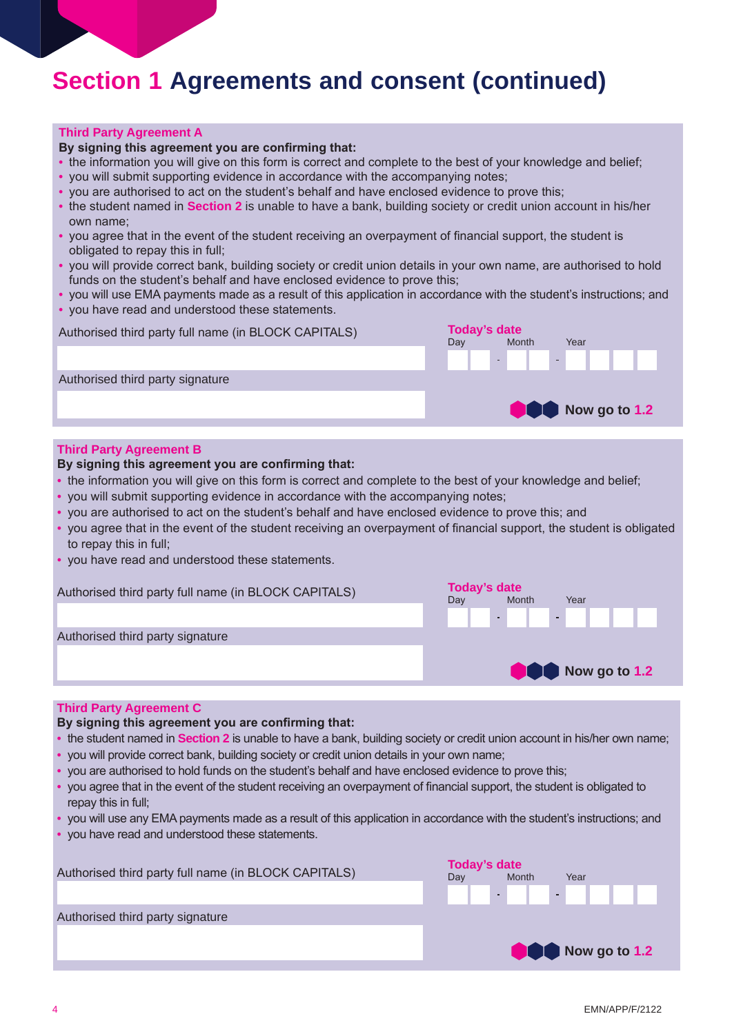# Section 1 Agreements and consent (continued)

## Third Party Agreement A

**By signing this agreement you are confirming that:**

- the information you will give on this form is correct and complete to the best of your knowledge and belief;
- you will submit supporting evidence in accordance with the accompanying notes;
- you are authorised to act on the student's behalf and have enclosed evidence to prove this;
- the student named in **Section 2** is unable to have a bank, building society or credit union account in his/her own name;
- you agree that in the event of the student receiving an overpayment of financial support, the student is obligated to repay this in full;
- you will provide correct bank, building society or credit union details in your own name, are authorised to hold funds on the student's behalf and have enclosed evidence to prove this;
- you will use EMA payments made as a result of this application in accordance with the student's instructions; and
- you have read and understood these statements.

Authorised third party full name (in BLOCK CAPITALS)

Authorised third party signature

**Today's date**
Day - Month - Year

**Now go to 1.2**

## Third Party Agreement B

**By signing this agreement you are confirming that:**

- the information you will give on this form is correct and complete to the best of your knowledge and belief;
- you will submit supporting evidence in accordance with the accompanying notes;
- you are authorised to act on the student's behalf and have enclosed evidence to prove this; and
- you agree that in the event of the student receiving an overpayment of financial support, the student is obligated to repay this in full;
- you have read and understood these statements.

Authorised third party full name (in BLOCK CAPITALS)

Authorised third party signature

**Today's date**
Day - Month - Year

**Now go to 1.2**

## Third Party Agreement C

**By signing this agreement you are confirming that:**

- the student named in **Section 2** is unable to have a bank, building society or credit union account in his/her own name;
- you will provide correct bank, building society or credit union details in your own name;
- you are authorised to hold funds on the student's behalf and have enclosed evidence to prove this;
- you agree that in the event of the student receiving an overpayment of financial support, the student is obligated to repay this in full;
- you will use any EMA payments made as a result of this application in accordance with the student's instructions; and
- you have read and understood these statements.

Authorised third party full name (in BLOCK CAPITALS)

Authorised third party signature

**Today's date**
Day - Month - Year

**Now go to 1.2**

EMN/APP/F/2122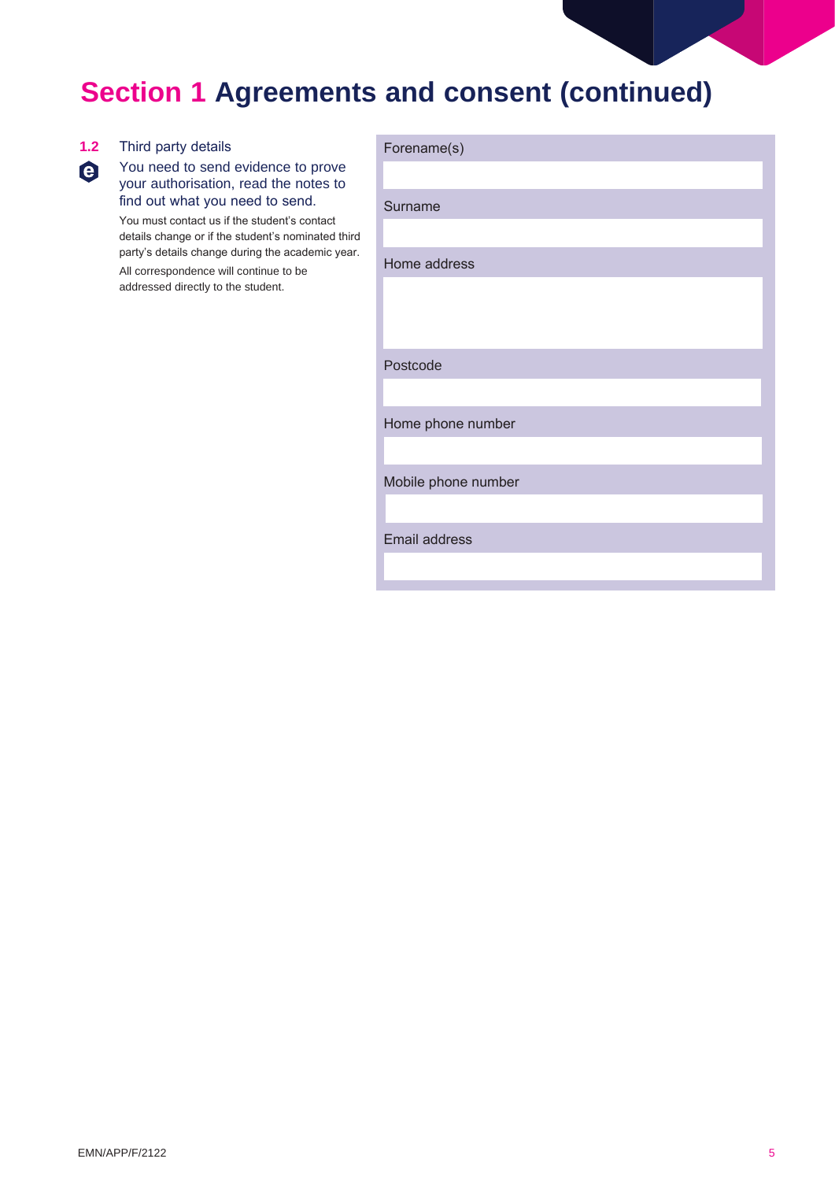# Section 1 Agreements and consent (continued)

**1.2** Third party details

You need to send evidence to prove your authorisation, read the notes to find out what you need to send.

You must contact us if the student's contact details change or if the student's nominated third party's details change during the academic year.

All correspondence will continue to be addressed directly to the student.

| Field | |
|---|---|
| Forename(s) | |
| Surname | |
| Home address | |
| Postcode | |
| Home phone number | |
| Mobile phone number | |
| Email address | |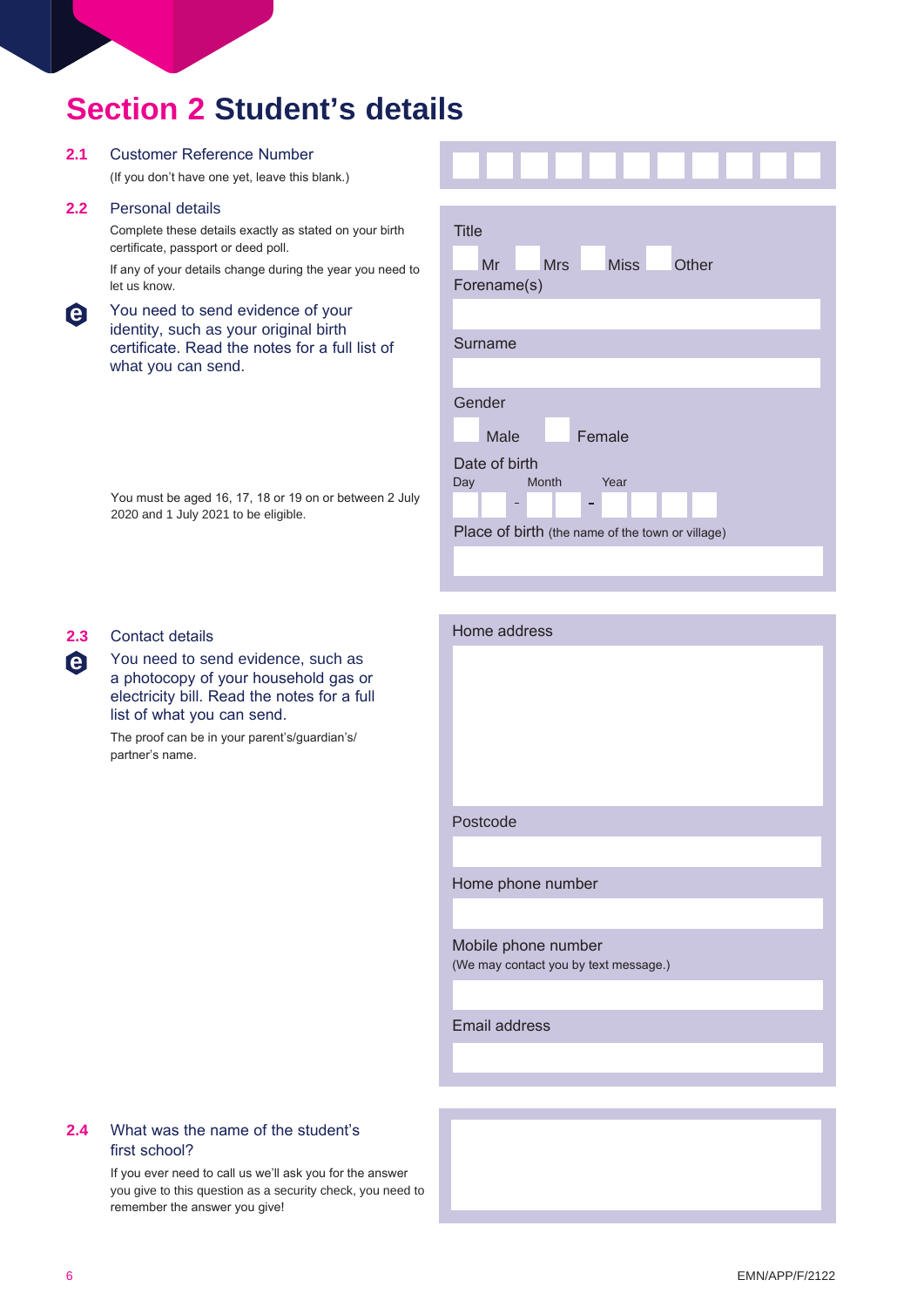# Section 2 Student's details

**2.1** Customer Reference Number

(If you don't have one yet, leave this blank.)

**2.2** Personal details

Complete these details exactly as stated on your birth certificate, passport or deed poll.

If any of your details change during the year you need to let us know.

You need to send evidence of your identity, such as your original birth certificate. Read the notes for a full list of what you can send.

You must be aged 16, 17, 18 or 19 on or between 2 July 2020 and 1 July 2021 to be eligible.

Title

Mr Mrs Miss Other

Forename(s)

Surname

Gender

Male Female

Date of birth

Day Month Year

Place of birth (the name of the town or village)

**2.3** Contact details

You need to send evidence, such as a photocopy of your household gas or electricity bill. Read the notes for a full list of what you can send.

The proof can be in your parent's/guardian's/partner's name.

Home address

Postcode

Home phone number

Mobile phone number
(We may contact you by text message.)

Email address

**2.4** What was the name of the student's first school?

If you ever need to call us we'll ask you for the answer you give to this question as a security check, you need to remember the answer you give!

EMN/APP/F/2122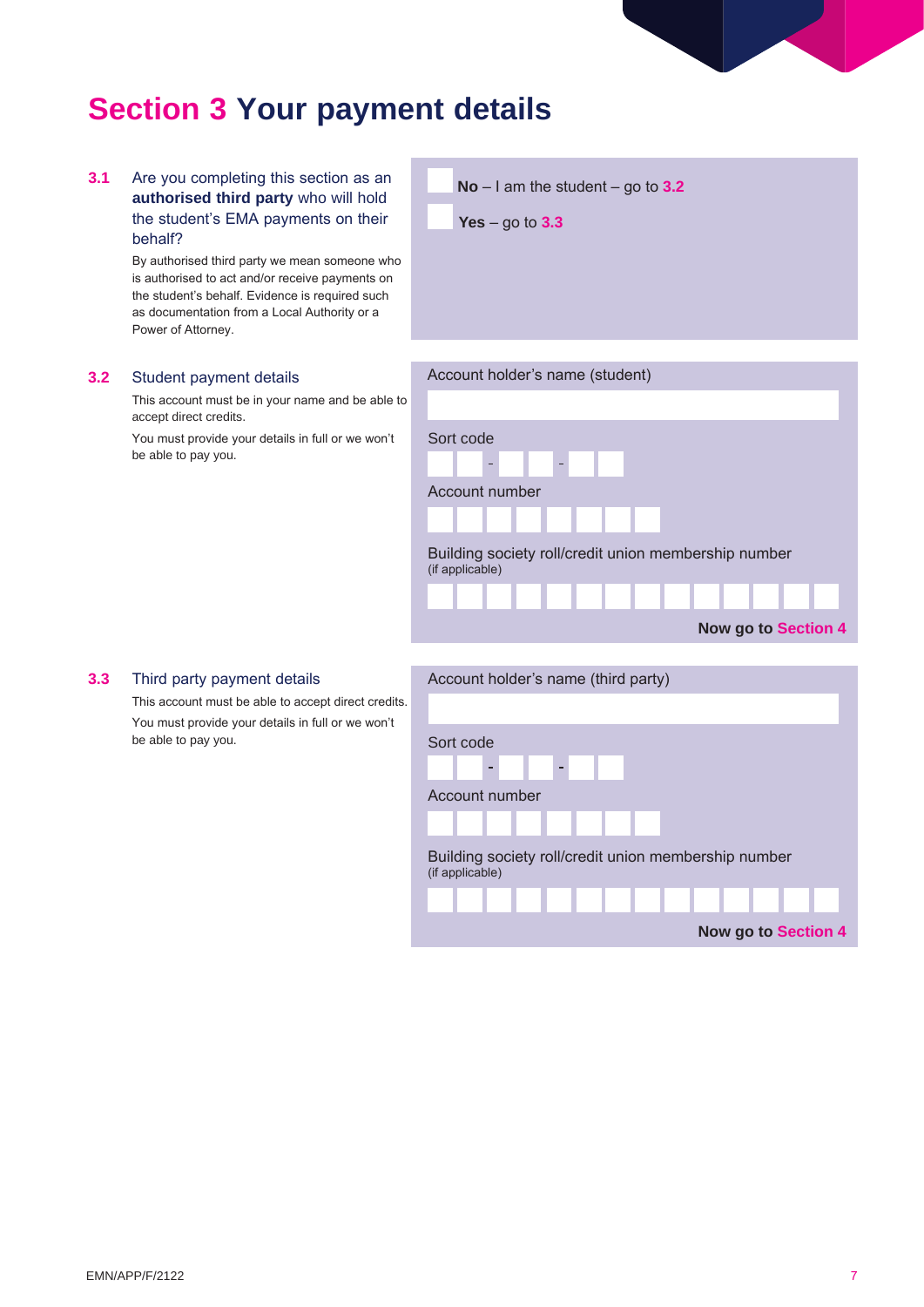# Section 3 Your payment details

**3.1** Are you completing this section as an **authorised third party** who will hold the student's EMA payments on their behalf?

By authorised third party we mean someone who is authorised to act and/or receive payments on the student's behalf. Evidence is required such as documentation from a Local Authority or a Power of Attorney.

☐ **No** – I am the student – go to **3.2**

☐ **Yes** – go to **3.3**

**3.2** Student payment details

This account must be in your name and be able to accept direct credits.

You must provide your details in full or we won't be able to pay you.

Account holder's name (student)

Sort code

☐☐ - ☐☐ - ☐☐

Account number

☐☐☐☐☐☐☐☐

Building society roll/credit union membership number
(if applicable)

☐☐☐☐☐☐☐☐☐☐☐☐☐☐

**Now go to Section 4**

**3.3** Third party payment details

This account must be able to accept direct credits.

You must provide your details in full or we won't be able to pay you.

Account holder's name (third party)

Sort code

☐☐ - ☐☐ - ☐☐

Account number

☐☐☐☐☐☐☐☐

Building society roll/credit union membership number
(if applicable)

☐☐☐☐☐☐☐☐☐☐☐☐☐☐

**Now go to Section 4**

EMN/APP/F/2122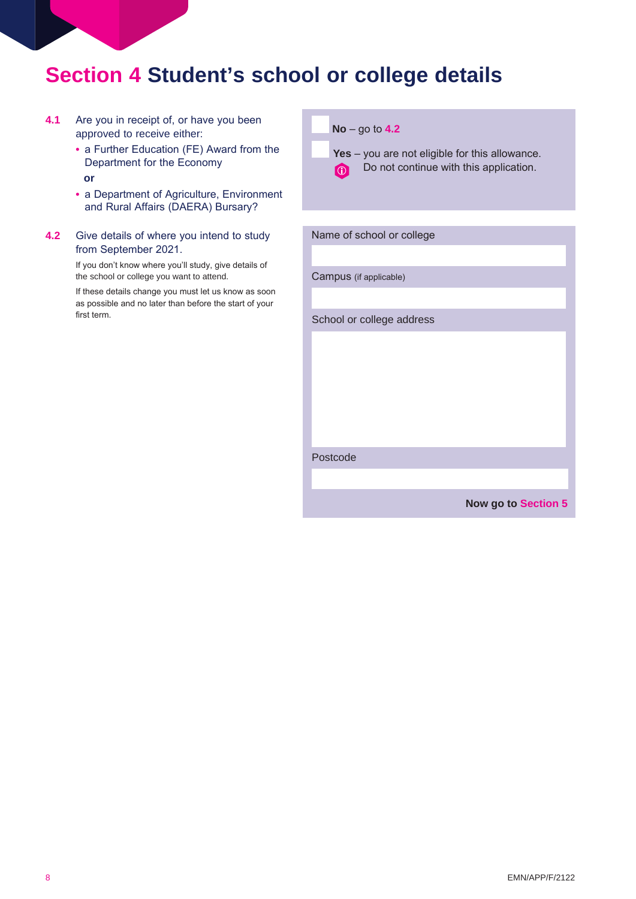# Section 4 Student's school or college details

**4.1** Are you in receipt of, or have you been approved to receive either:

- a Further Education (FE) Award from the Department for the Economy

**or**

- a Department of Agriculture, Environment and Rural Affairs (DAERA) Bursary?

☐ **No** – go to **4.2**

☐ **Yes** – you are not eligible for this allowance. Do not continue with this application.

**4.2** Give details of where you intend to study from September 2021.

If you don't know where you'll study, give details of the school or college you want to attend.

If these details change you must let us know as soon as possible and no later than before the start of your first term.

Name of school or college

Campus (if applicable)

School or college address

Postcode

**Now go to Section 5**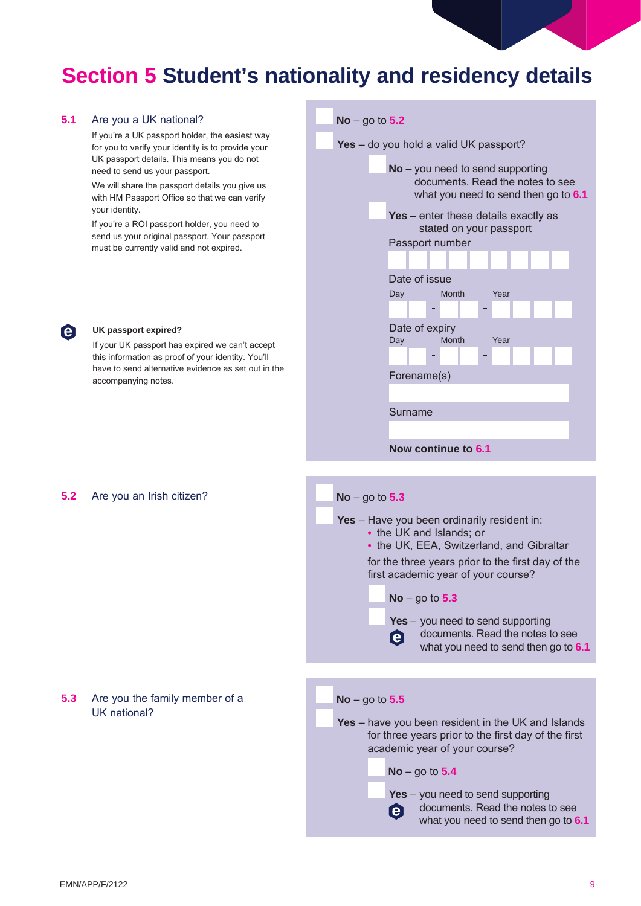# Section 5 Student's nationality and residency details

### 5.1 Are you a UK national?

If you're a UK passport holder, the easiest way for you to verify your identity is to provide your UK passport details. This means you do not need to send us your passport.

We will share the passport details you give us with HM Passport Office so that we can verify your identity.

If you're a ROI passport holder, you need to send us your original passport. Your passport must be currently valid and not expired.

**UK passport expired?**

If your UK passport has expired we can't accept this information as proof of your identity. You'll have to send alternative evidence as set out in the accompanying notes.

- ☐ **No** – go to **5.2**
- ☐ **Yes** – do you hold a valid UK passport?
  - ☐ **No** – you need to send supporting documents. Read the notes to see what you need to send then go to **6.1**
  - ☐ **Yes** – enter these details exactly as stated on your passport

Passport number

Date of issue
Day - Month - Year

Date of expiry
Day - Month - Year

Forename(s)

Surname

**Now continue to 6.1**

### 5.2 Are you an Irish citizen?

- ☐ **No** – go to **5.3**
- ☐ **Yes** – Have you been ordinarily resident in:
  - the UK and Islands; or
  - the UK, EEA, Switzerland, and Gibraltar

  for the three years prior to the first day of the first academic year of your course?
  - ☐ **No** – go to **5.3**
  - ☐ **Yes** – you need to send supporting documents. Read the notes to see what you need to send then go to **6.1**

### 5.3 Are you the family member of a UK national?

- ☐ **No** – go to **5.5**
- ☐ **Yes** – have you been resident in the UK and Islands for three years prior to the first day of the first academic year of your course?
  - ☐ **No** – go to **5.4**
  - ☐ **Yes** – you need to send supporting documents. Read the notes to see what you need to send then go to **6.1**

EMN/APP/F/2122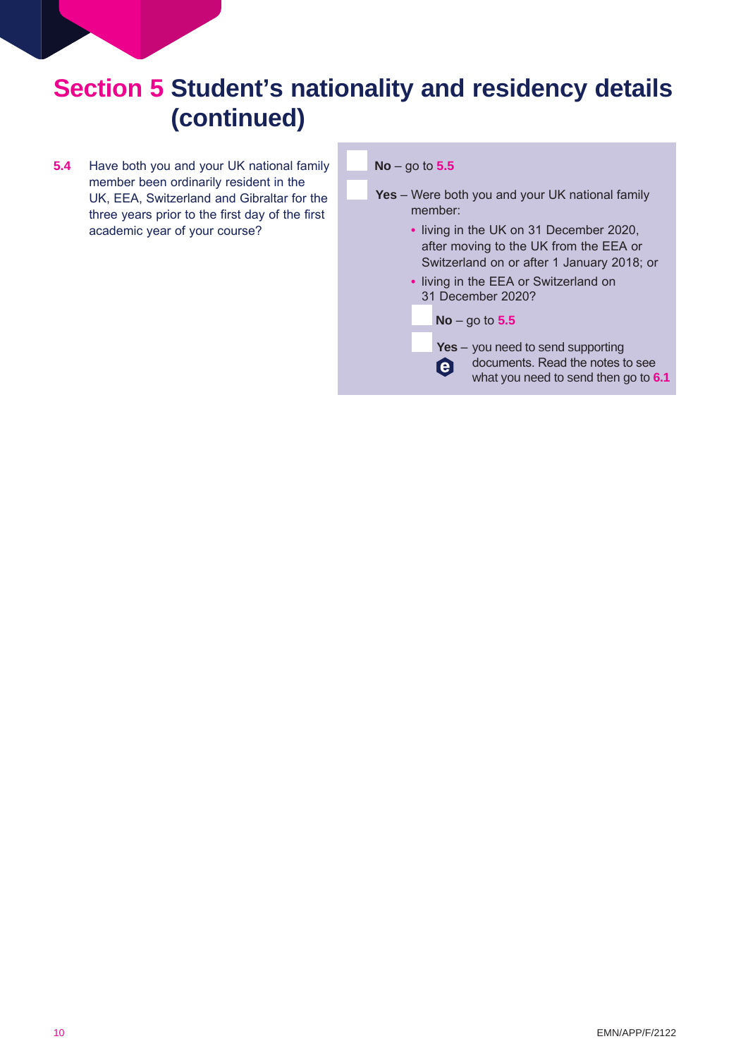# Section 5 Student's nationality and residency details (continued)

**5.4** Have both you and your UK national family member been ordinarily resident in the UK, EEA, Switzerland and Gibraltar for the three years prior to the first day of the first academic year of your course?

☐ **No** – go to **5.5**

☐ **Yes** – Were both you and your UK national family member:

- living in the UK on 31 December 2020, after moving to the UK from the EEA or Switzerland on or after 1 January 2018; or
- living in the EEA or Switzerland on 31 December 2020?

  ☐ **No** – go to **5.5**

  ☐ **Yes** – you need to send supporting documents. Read the notes to see what you need to send then go to **6.1**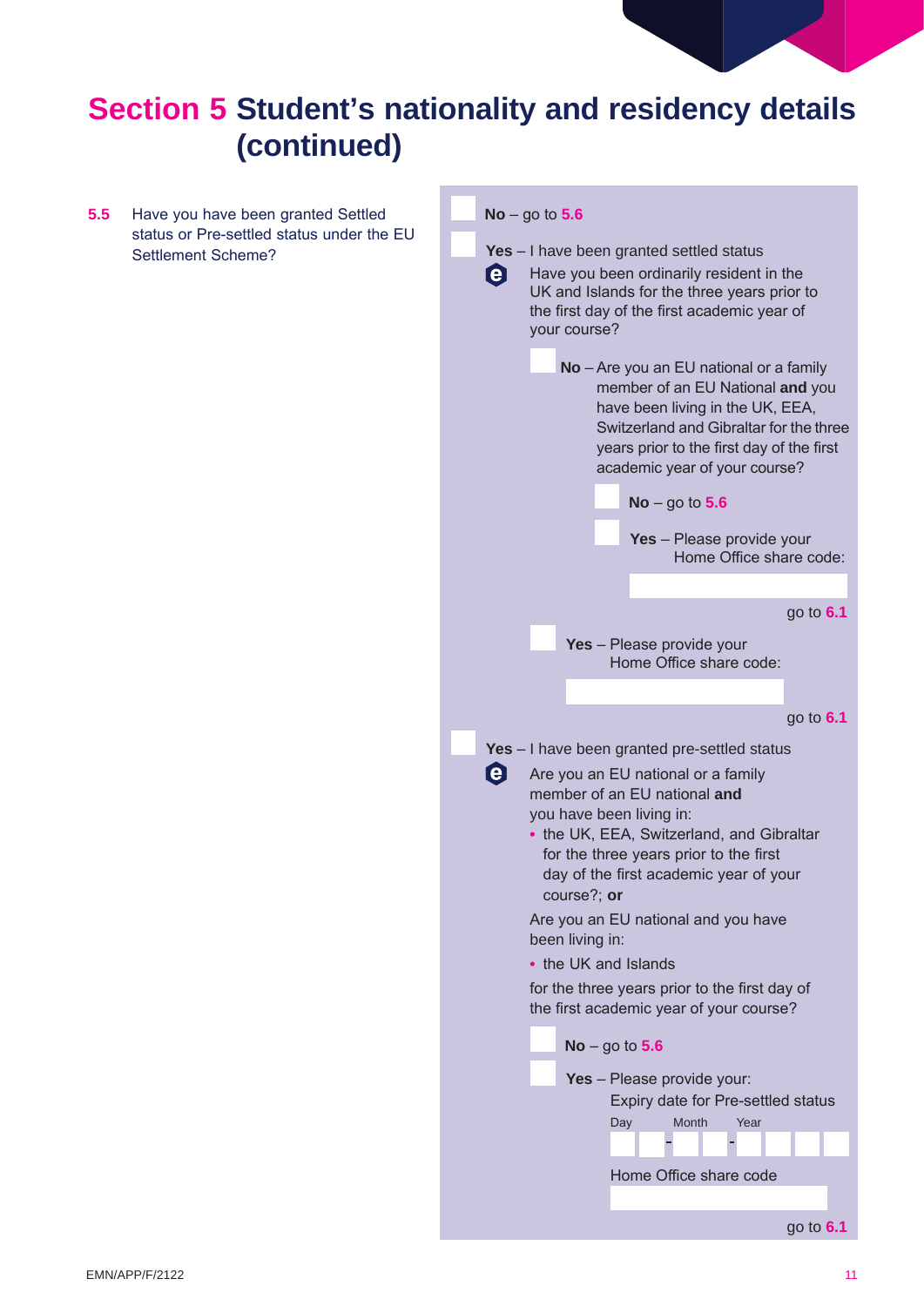# Section 5 Student's nationality and residency details (continued)

**5.5** Have you have been granted Settled status or Pre-settled status under the EU Settlement Scheme?

- ☐ **No** – go to **5.6**
- ☐ **Yes** – I have been granted settled status

  Have you been ordinarily resident in the UK and Islands for the three years prior to the first day of the first academic year of your course?

  - ☐ **No** – Are you an EU national or a family member of an EU National **and** you have been living in the UK, EEA, Switzerland and Gibraltar for the three years prior to the first day of the first academic year of your course?
    - ☐ **No** – go to **5.6**
    - ☐ **Yes** – Please provide your Home Office share code: ______

      go to **6.1**
  - ☐ **Yes** – Please provide your Home Office share code: ______

    go to **6.1**
- ☐ **Yes** – I have been granted pre-settled status

  Are you an EU national or a family member of an EU national **and** you have been living in:

  - the UK, EEA, Switzerland, and Gibraltar for the three years prior to the first day of the first academic year of your course?; **or**

  Are you an EU national and you have been living in:

  - the UK and Islands

  for the three years prior to the first day of the first academic year of your course?

  - ☐ **No** – go to **5.6**
  - ☐ **Yes** – Please provide your:

    Expiry date for Pre-settled status

    Day ☐☐ - Month ☐☐ - Year ☐☐☐☐

    Home Office share code ______

    go to **6.1**

EMN/APP/F/2122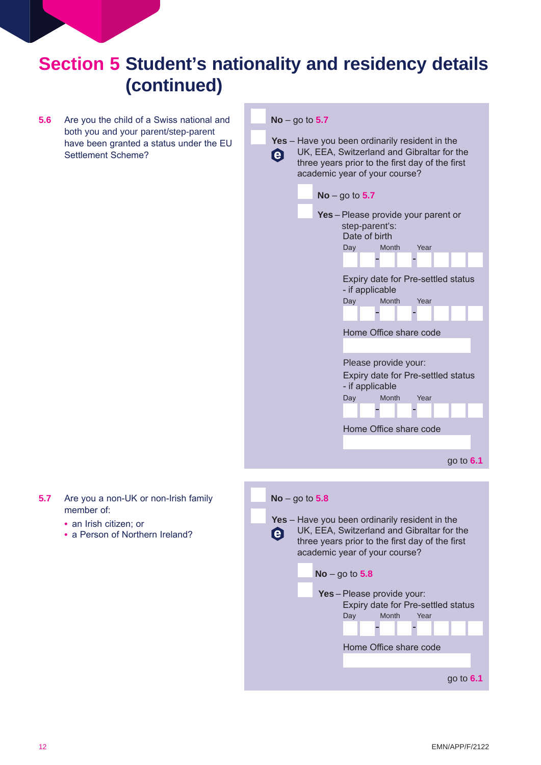# Section 5 Student's nationality and residency details (continued)

**5.6** Are you the child of a Swiss national and both you and your parent/step-parent have been granted a status under the EU Settlement Scheme?

- ☐ **No** – go to **5.7**
- ☐ **Yes** – Have you been ordinarily resident in the UK, EEA, Switzerland and Gibraltar for the three years prior to the first day of the first academic year of your course?
  - ☐ **No** – go to **5.7**
  - ☐ **Yes** – Please provide your parent or step-parent's:

    Date of birth

    Day Month Year
    
    ☐☐ - ☐☐ - ☐☐☐☐

    Expiry date for Pre-settled status - if applicable

    Day Month Year
    
    ☐☐ - ☐☐ - ☐☐☐☐

    Home Office share code

    Please provide your:

    Expiry date for Pre-settled status - if applicable

    Day Month Year
    
    ☐☐ - ☐☐ - ☐☐☐☐

    Home Office share code

    go to **6.1**

**5.7** Are you a non-UK or non-Irish family member of:

- an Irish citizen; or
- a Person of Northern Ireland?

- ☐ **No** – go to **5.8**
- ☐ **Yes** – Have you been ordinarily resident in the UK, EEA, Switzerland and Gibraltar for the three years prior to the first day of the first academic year of your course?
  - ☐ **No** – go to **5.8**
  - ☐ **Yes** – Please provide your:

    Expiry date for Pre-settled status

    Day Month Year
    
    ☐☐ - ☐☐ - ☐☐☐☐

    Home Office share code

    go to **6.1**

EMN/APP/F/2122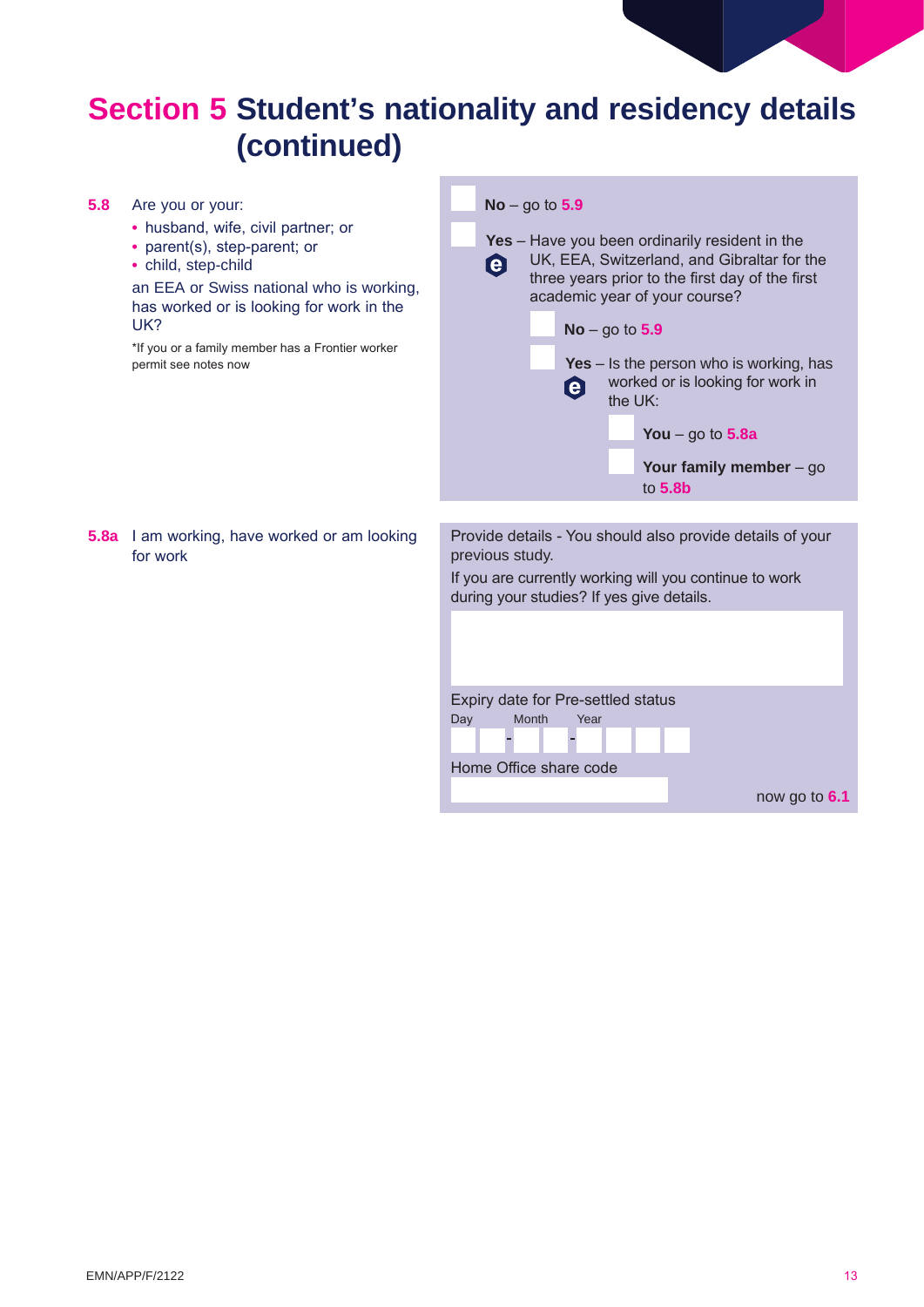# Section 5 Student's nationality and residency details (continued)

**5.8** Are you or your:

- husband, wife, civil partner; or
- parent(s), step-parent; or
- child, step-child

an EEA or Swiss national who is working, has worked or is looking for work in the UK?

*If you or a family member has a Frontier worker permit see notes now

☐ **No** – go to **5.9**

☐ **Yes** – Have you been ordinarily resident in the UK, EEA, Switzerland, and Gibraltar for the three years prior to the first day of the first academic year of your course?

- ☐ **No** – go to **5.9**
- ☐ **Yes** – Is the person who is working, has worked or is looking for work in the UK:
  - ☐ **You** – go to **5.8a**
  - ☐ **Your family member** – go to **5.8b**

**5.8a** I am working, have worked or am looking for work

Provide details - You should also provide details of your previous study.

If you are currently working will you continue to work during your studies? If yes give details.

Expiry date for Pre-settled status

Day ☐☐ - Month ☐☐ - Year ☐☐☐☐

Home Office share code

now go to **6.1**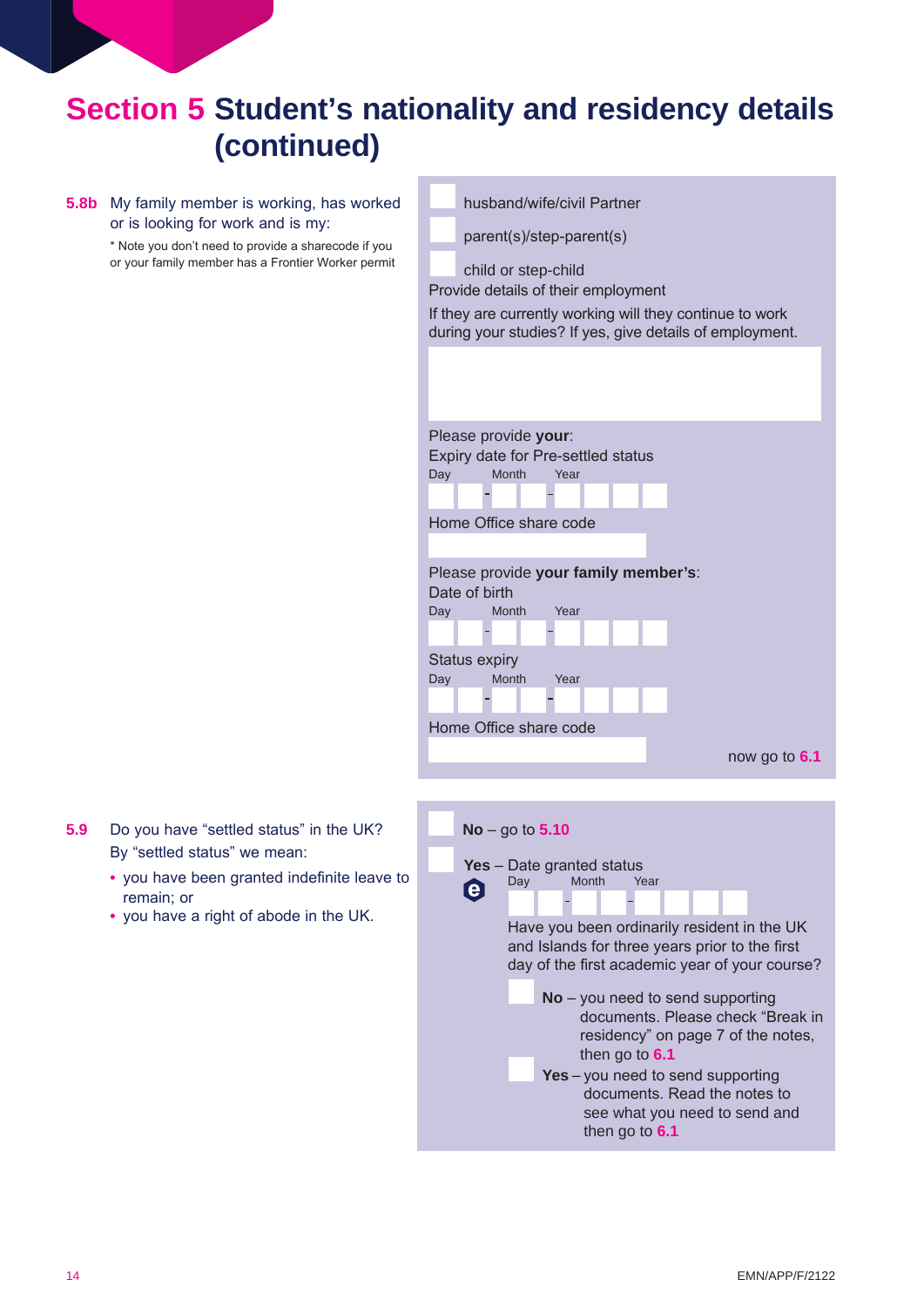# Section 5 Student's nationality and residency details (continued)

**5.8b** My family member is working, has worked or is looking for work and is my:

\* Note you don't need to provide a sharecode if you or your family member has a Frontier Worker permit

- ☐ husband/wife/civil Partner
- ☐ parent(s)/step-parent(s)
- ☐ child or step-child

Provide details of their employment

If they are currently working will they continue to work during your studies? If yes, give details of employment.

Please provide **your**:

Expiry date for Pre-settled status

Day ☐☐ - Month ☐☐ - Year ☐☐☐☐

Home Office share code

Please provide **your family member's**:

Date of birth

Day ☐☐ - Month ☐☐ - Year ☐☐☐☐

Status expiry

Day ☐☐ - Month ☐☐ - Year ☐☐☐☐

Home Office share code

now go to **6.1**

**5.9** Do you have "settled status" in the UK?

By "settled status" we mean:

- you have been granted indefinite leave to remain; or
- you have a right of abode in the UK.

☐ **No** – go to **5.10**

☐ **Yes** – Date granted status

Day ☐☐ - Month ☐☐ - Year ☐☐☐☐

Have you been ordinarily resident in the UK and Islands for three years prior to the first day of the first academic year of your course?

☐ **No** – you need to send supporting documents. Please check "Break in residency" on page 7 of the notes, then go to **6.1**

☐ **Yes** – you need to send supporting documents. Read the notes to see what you need to send and then go to **6.1**

EMN/APP/F/2122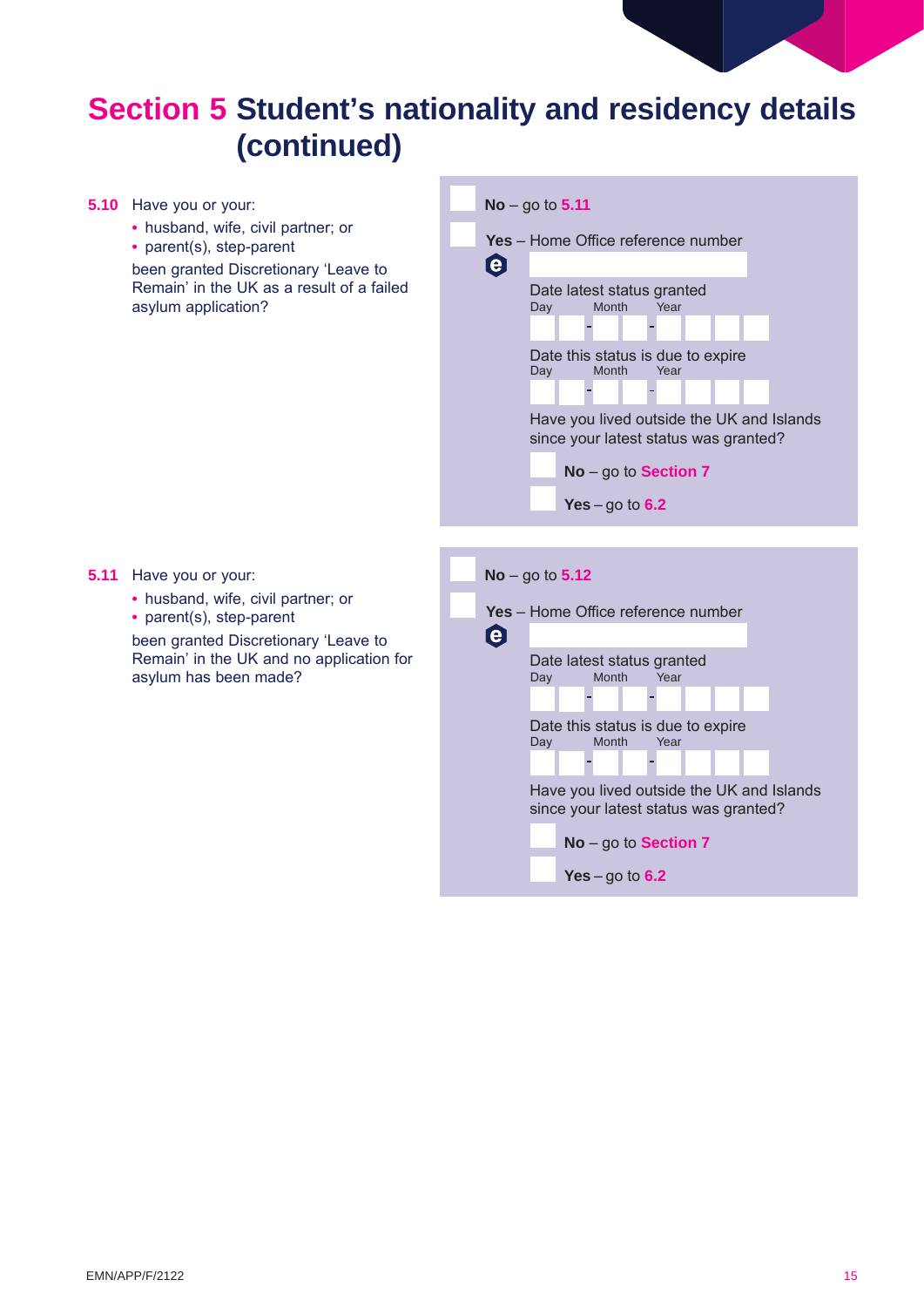# Section 5 Student's nationality and residency details (continued)

**5.10** Have you or your:

- husband, wife, civil partner; or
- parent(s), step-parent

been granted Discretionary 'Leave to Remain' in the UK as a result of a failed asylum application?

☐ **No** – go to **5.11**

☐ **Yes** – Home Office reference number

Date latest status granted
Day Month Year

Date this status is due to expire
Day Month Year

Have you lived outside the UK and Islands since your latest status was granted?

☐ **No** – go to **Section 7**

☐ **Yes** – go to **6.2**

**5.11** Have you or your:

- husband, wife, civil partner; or
- parent(s), step-parent

been granted Discretionary 'Leave to Remain' in the UK and no application for asylum has been made?

☐ **No** – go to **5.12**

☐ **Yes** – Home Office reference number

Date latest status granted
Day Month Year

Date this status is due to expire
Day Month Year

Have you lived outside the UK and Islands since your latest status was granted?

☐ **No** – go to **Section 7**

☐ **Yes** – go to **6.2**

EMN/APP/F/2122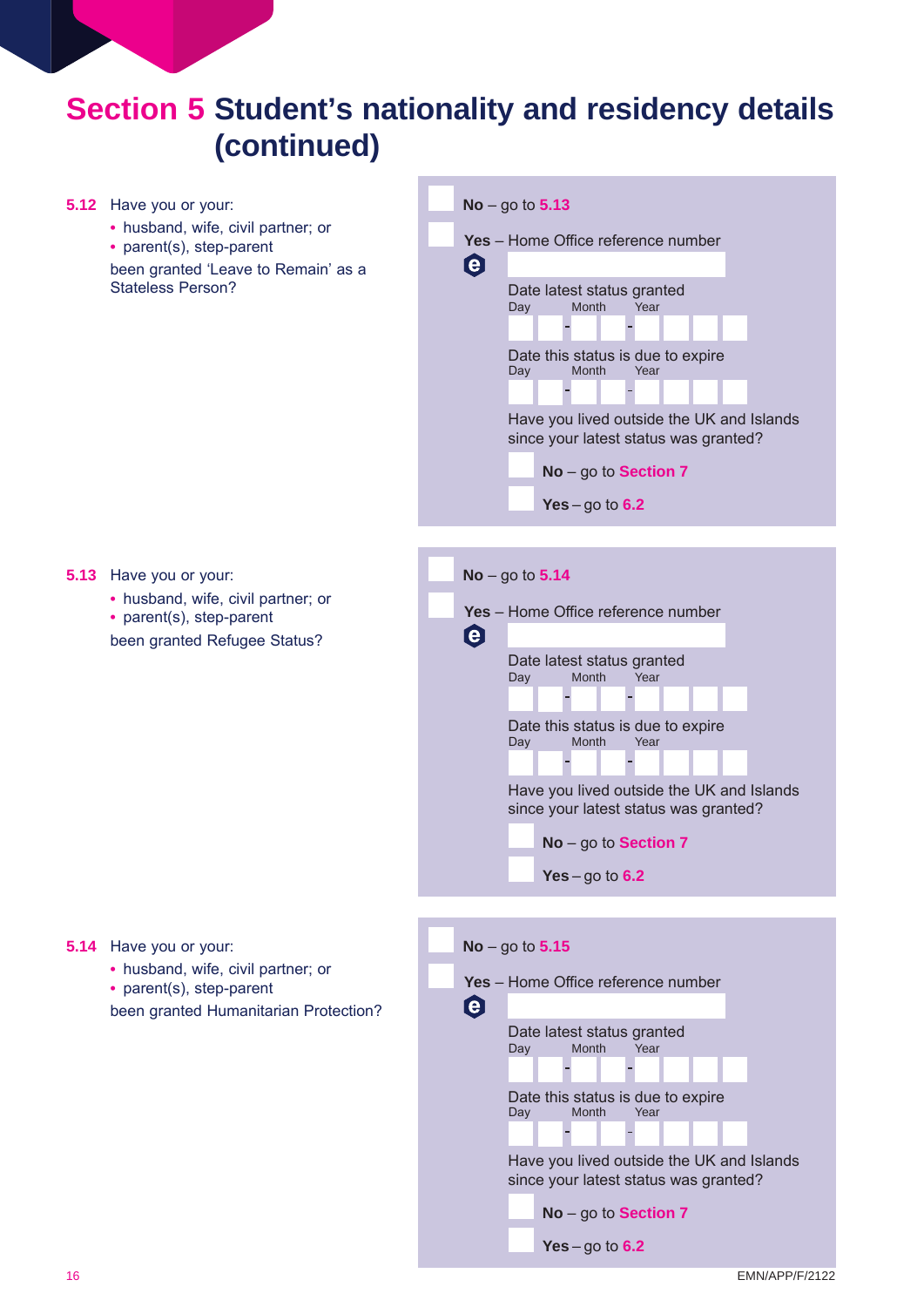# Section 5 Student's nationality and residency details (continued)

**5.12** Have you or your:

- husband, wife, civil partner; or
- parent(s), step-parent

been granted 'Leave to Remain' as a Stateless Person?

☐ **No** – go to **5.13**

☐ **Yes** – Home Office reference number

Date latest status granted
Day Month Year

Date this status is due to expire
Day Month Year

Have you lived outside the UK and Islands since your latest status was granted?

☐ **No** – go to **Section 7**

☐ **Yes** – go to **6.2**

**5.13** Have you or your:

- husband, wife, civil partner; or
- parent(s), step-parent

been granted Refugee Status?

☐ **No** – go to **5.14**

☐ **Yes** – Home Office reference number

Date latest status granted
Day Month Year

Date this status is due to expire
Day Month Year

Have you lived outside the UK and Islands since your latest status was granted?

☐ **No** – go to **Section 7**

☐ **Yes** – go to **6.2**

**5.14** Have you or your:

- husband, wife, civil partner; or
- parent(s), step-parent

been granted Humanitarian Protection?

☐ **No** – go to **5.15**

☐ **Yes** – Home Office reference number

Date latest status granted
Day Month Year

Date this status is due to expire
Day Month Year

Have you lived outside the UK and Islands since your latest status was granted?

☐ **No** – go to **Section 7**

☐ **Yes** – go to **6.2**

EMN/APP/F/2122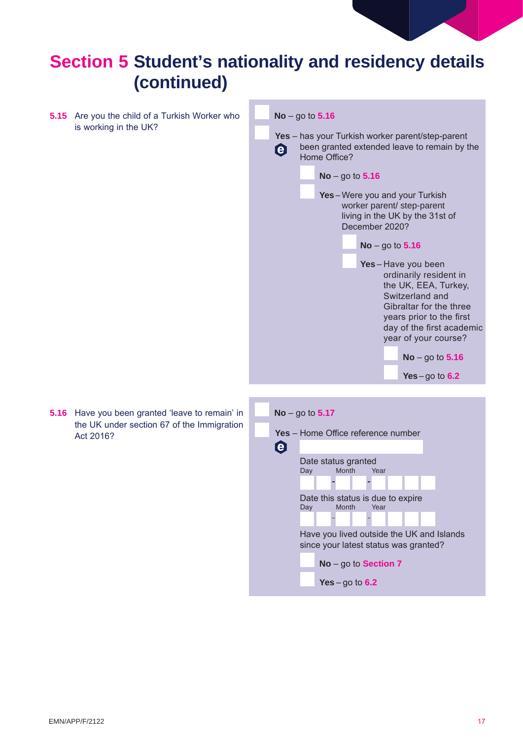# Section 5 Student's nationality and residency details (continued)

**5.15** Are you the child of a Turkish Worker who is working in the UK?

- ☐ **No** – go to **5.16**
- ☐ **Yes** – has your Turkish worker parent/step-parent been granted extended leave to remain by the Home Office?
  - ☐ **No** – go to **5.16**
  - ☐ **Yes** – Were you and your Turkish worker parent/ step-parent living in the UK by the 31st of December 2020?
    - ☐ **No** – go to **5.16**
    - ☐ **Yes** – Have you been ordinarily resident in the UK, EEA, Turkey, Switzerland and Gibraltar for the three years prior to the first day of the first academic year of your course?
      - ☐ **No** – go to **5.16**
      - ☐ **Yes** – go to **6.2**

**5.16** Have you been granted 'leave to remain' in the UK under section 67 of the Immigration Act 2016?

- ☐ **No** – go to **5.17**
- ☐ **Yes** – Home Office reference number

  Home Office reference number: ____________________

  Date status granted
  Day ☐☐ - Month ☐☐ - Year ☐☐☐☐

  Date this status is due to expire
  Day ☐☐ - Month ☐☐ - Year ☐☐☐☐

  Have you lived outside the UK and Islands since your latest status was granted?
  - ☐ **No** – go to **Section 7**
  - ☐ **Yes** – go to **6.2**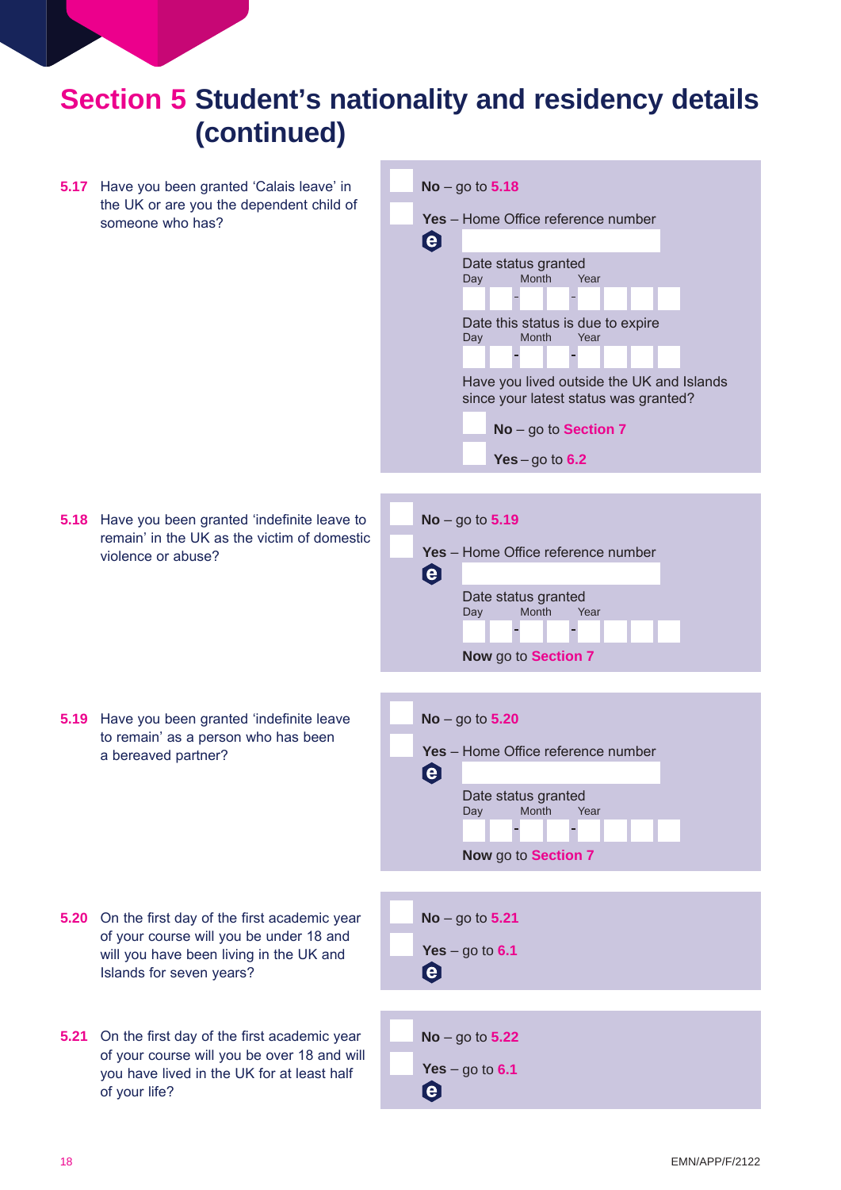# Section 5 Student's nationality and residency details (continued)

**5.17** Have you been granted 'Calais leave' in the UK or are you the dependent child of someone who has?

- **No** – go to **5.18**
- **Yes** – Home Office reference number

  Date status granted
  Day Month Year

  Date this status is due to expire
  Day Month Year

  Have you lived outside the UK and Islands since your latest status was granted?

  - **No** – go to **Section 7**
  - **Yes** – go to **6.2**

**5.18** Have you been granted 'indefinite leave to remain' in the UK as the victim of domestic violence or abuse?

- **No** – go to **5.19**
- **Yes** – Home Office reference number

  Date status granted
  Day Month Year

  **Now** go to **Section 7**

**5.19** Have you been granted 'indefinite leave to remain' as a person who has been a bereaved partner?

- **No** – go to **5.20**
- **Yes** – Home Office reference number

  Date status granted
  Day Month Year

  **Now** go to **Section 7**

**5.20** On the first day of the first academic year of your course will you be under 18 and will you have been living in the UK and Islands for seven years?

- **No** – go to **5.21**
- **Yes** – go to **6.1**

**5.21** On the first day of the first academic year of your course will you be over 18 and will you have lived in the UK for at least half of your life?

- **No** – go to **5.22**
- **Yes** – go to **6.1**

EMN/APP/F/2122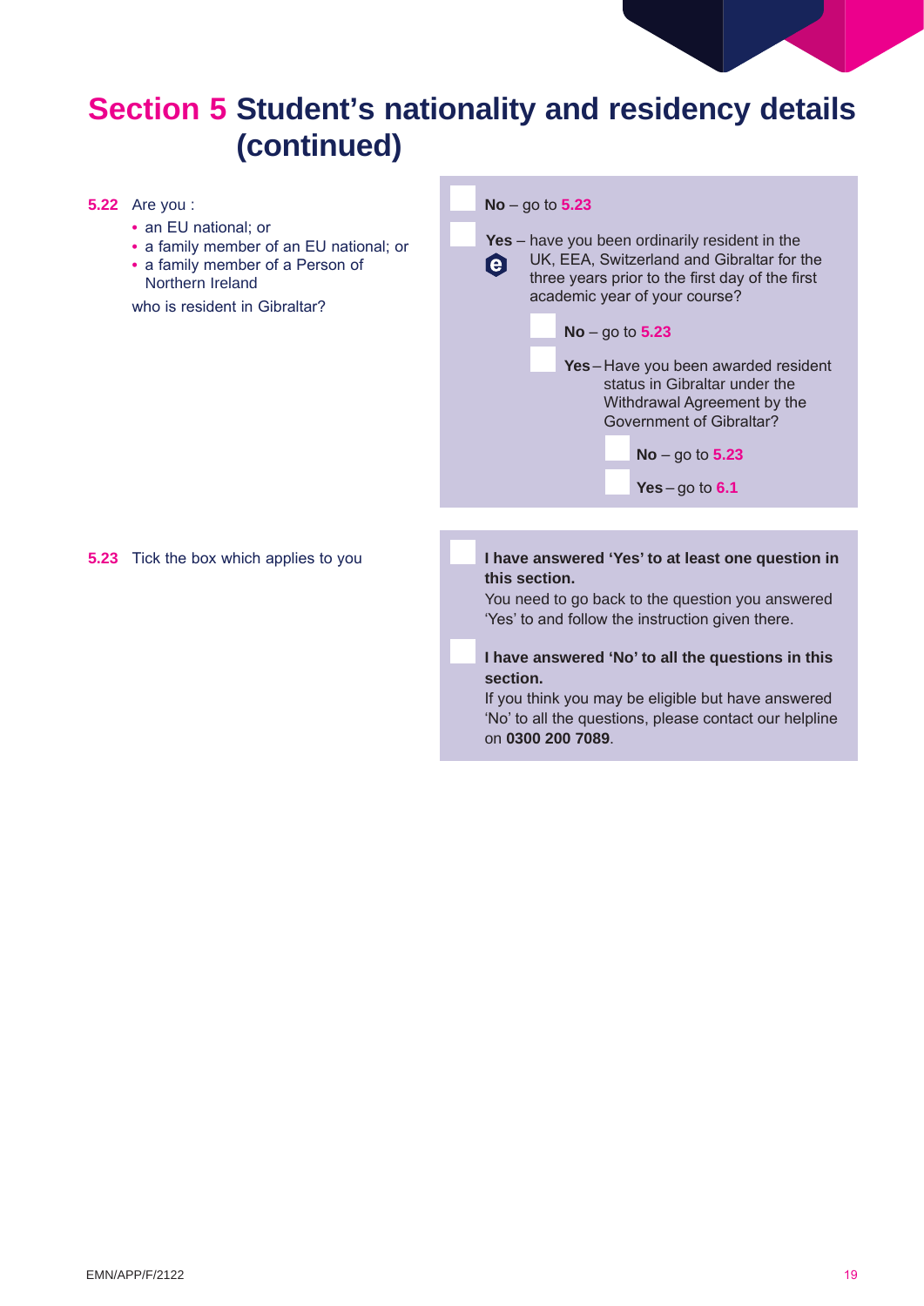# Section 5 Student's nationality and residency details (continued)

**5.22** Are you :

- an EU national; or
- a family member of an EU national; or
- a family member of a Person of Northern Ireland

who is resident in Gibraltar?

☐ **No** – go to **5.23**

☐ **Yes** – have you been ordinarily resident in the UK, EEA, Switzerland and Gibraltar for the three years prior to the first day of the first academic year of your course?

- ☐ **No** – go to **5.23**
- ☐ **Yes** – Have you been awarded resident status in Gibraltar under the Withdrawal Agreement by the Government of Gibraltar?
  - ☐ **No** – go to **5.23**
  - ☐ **Yes** – go to **6.1**

**5.23** Tick the box which applies to you

☐ **I have answered 'Yes' to at least one question in this section.**
You need to go back to the question you answered 'Yes' to and follow the instruction given there.

☐ **I have answered 'No' to all the questions in this section.**
If you think you may be eligible but have answered 'No' to all the questions, please contact our helpline on **0300 200 7089**.

EMN/APP/F/2122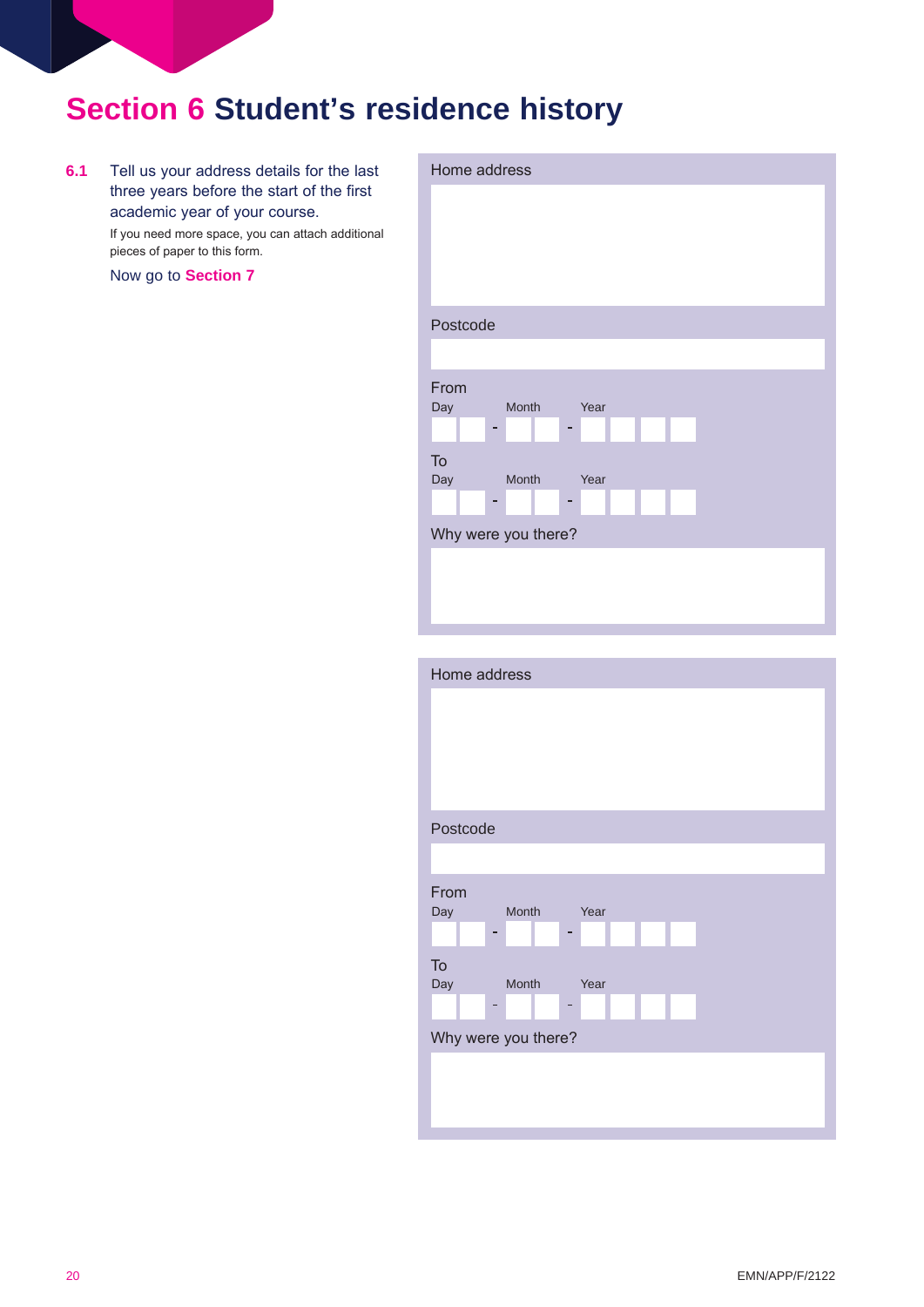# Section 6 Student's residence history

**6.1** Tell us your address details for the last three years before the start of the first academic year of your course.

If you need more space, you can attach additional pieces of paper to this form.

Now go to **Section 7**

Home address

Postcode

From
Day - Month - Year

To
Day - Month - Year

Why were you there?

Home address

Postcode

From
Day - Month - Year

To
Day - Month - Year

Why were you there?

EMN/APP/F/2122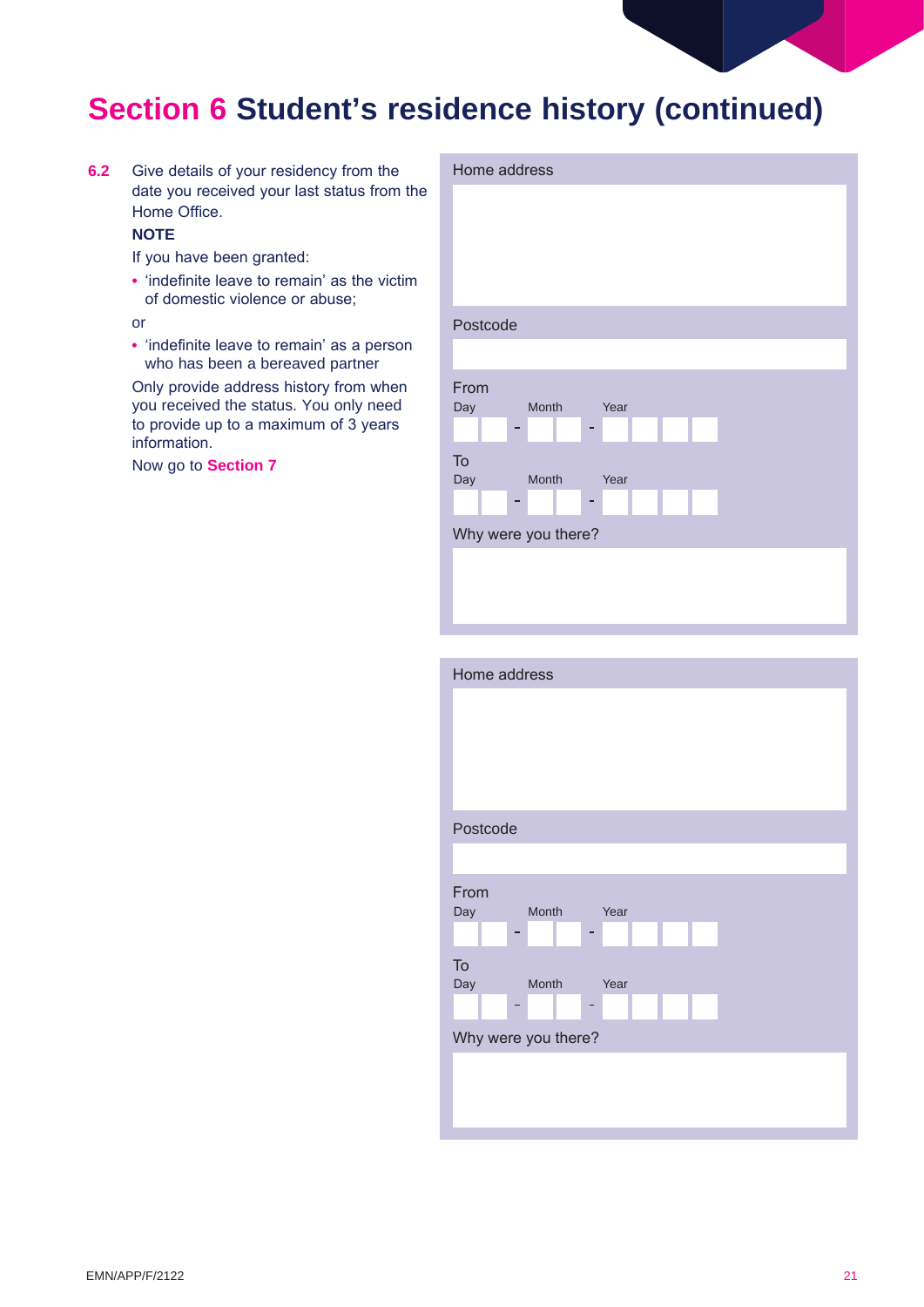# Section 6 Student's residence history (continued)

**6.2** Give details of your residency from the date you received your last status from the Home Office.

**NOTE**

If you have been granted:

- 'indefinite leave to remain' as the victim of domestic violence or abuse;

or

- 'indefinite leave to remain' as a person who has been a bereaved partner

Only provide address history from when you received the status. You only need to provide up to a maximum of 3 years information.

Now go to **Section 7**

Home address

Postcode

From
Day Month Year
__ __ - __ __ - __ __ __ __

To
Day Month Year
__ __ - __ __ - __ __ __ __

Why were you there?

Home address

Postcode

From
Day Month Year
__ __ - __ __ - __ __ __ __

To
Day Month Year
__ __ - __ __ - __ __ __ __

Why were you there?

EMN/APP/F/2122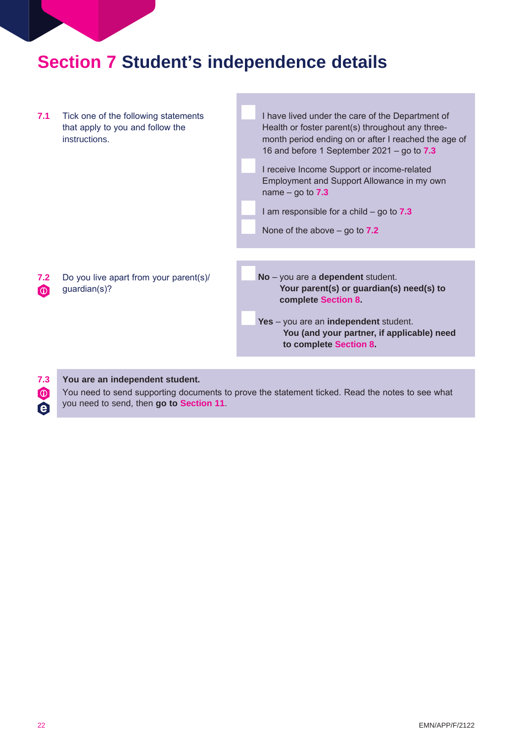# Section 7 Student's independence details

**7.1** Tick one of the following statements that apply to you and follow the instructions.

- ☐ I have lived under the care of the Department of Health or foster parent(s) throughout any three-month period ending on or after I reached the age of 16 and before 1 September 2021 – go to **7.3**
- ☐ I receive Income Support or income-related Employment and Support Allowance in my own name – go to **7.3**
- ☐ I am responsible for a child – go to **7.3**
- ☐ None of the above – go to **7.2**

**7.2** Do you live apart from your parent(s)/ guardian(s)?

- ☐ **No** – you are a **dependent** student.
  **Your parent(s) or guardian(s) need(s) to complete Section 8.**
- ☐ **Yes** – you are an **independent** student.
  **You (and your partner, if applicable) need to complete Section 8.**

**7.3** **You are an independent student.**
You need to send supporting documents to prove the statement ticked. Read the notes to see what you need to send, then **go to Section 11**.

EMN/APP/F/2122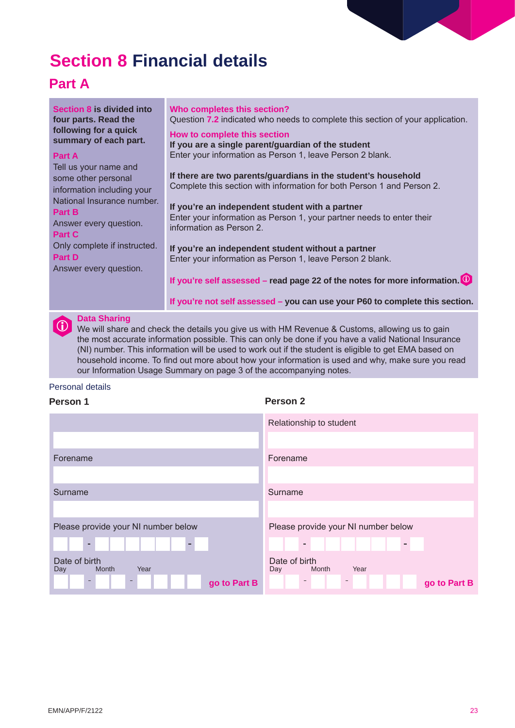# Section 8 Financial details

## Part A

**Section 8 is divided into four parts. Read the following for a quick summary of each part.**

**Part A**
Tell us your name and some other personal information including your National Insurance number.

**Part B**
Answer every question.

**Part C**
Only complete if instructed.

**Part D**
Answer every question.

**Who completes this section?**
Question 7.2 indicated who needs to complete this section of your application.

**How to complete this section**

**If you are a single parent/guardian of the student**
Enter your information as Person 1, leave Person 2 blank.

**If there are two parents/guardians in the student's household**
Complete this section with information for both Person 1 and Person 2.

**If you're an independent student with a partner**
Enter your information as Person 1, your partner needs to enter their information as Person 2.

**If you're an independent student without a partner**
Enter your information as Person 1, leave Person 2 blank.

**If you're self assessed – read page 22 of the notes for more information.**

**If you're not self assessed – you can use your P60 to complete this section.**

**Data Sharing**
We will share and check the details you give us with HM Revenue & Customs, allowing us to gain the most accurate information possible. This can only be done if you have a valid National Insurance (NI) number. This information will be used to work out if the student is eligible to get EMA based on household income. To find out more about how your information is used and why, make sure you read our Information Usage Summary on page 3 of the accompanying notes.

Personal details

| Person 1 | Person 2 |
|---|---|
| | Relationship to student |
| | |
| Forename | Forename |
| | |
| Surname | Surname |
| | |
| Please provide your NI number below | Please provide your NI number below |
| _ _ - _ _ _ _ _ _ - _ | _ _ - _ _ _ _ _ _ - _ |
| Date of birth<br>Day Month Year<br>_ _ - _ _ - _ _ _ _ **go to Part B** | Date of birth<br>Day Month Year<br>_ _ - _ _ - _ _ _ _ **go to Part B** |

EMN/APP/F/2122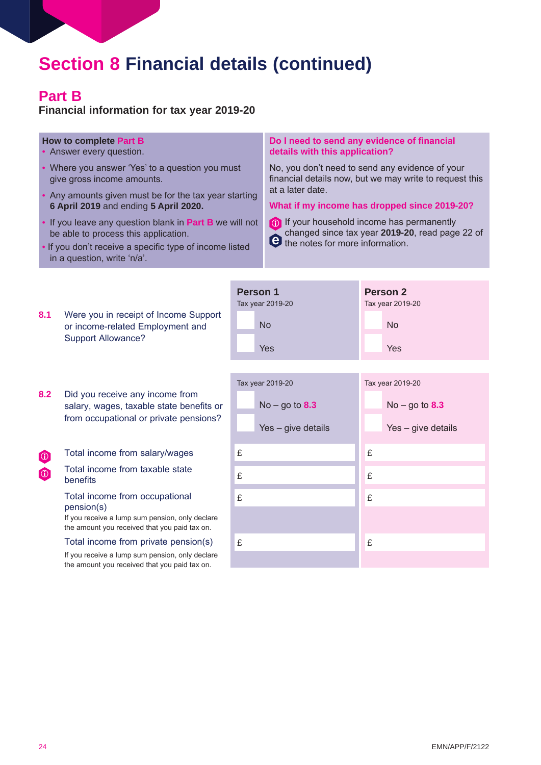# Section 8 Financial details (continued)

## Part B

**Financial information for tax year 2019-20**

**How to complete Part B**

- Answer every question.
- Where you answer 'Yes' to a question you must give gross income amounts.
- Any amounts given must be for the tax year starting **6 April 2019** and ending **5 April 2020.**
- If you leave any question blank in **Part B** we will not be able to process this application.
- If you don't receive a specific type of income listed in a question, write 'n/a'.

**Do I need to send any evidence of financial details with this application?**

No, you don't need to send any evidence of your financial details now, but we may write to request this at a later date.

**What if my income has dropped since 2019-20?**

If your household income has permanently changed since tax year **2019-20**, read page 22 of the notes for more information.

| | Person 1 | Person 2 |
|---|---|---|
| **8.1** Were you in receipt of Income Support or income-related Employment and Support Allowance? | Tax year 2019-20<br>☐ No<br>☐ Yes | Tax year 2019-20<br>☐ No<br>☐ Yes |
| **8.2** Did you receive any income from salary, wages, taxable state benefits or from occupational or private pensions? | Tax year 2019-20<br>☐ No – go to **8.3**<br>☐ Yes – give details | Tax year 2019-20<br>☐ No – go to **8.3**<br>☐ Yes – give details |
| Total income from salary/wages | £ | £ |
| Total income from taxable state benefits | £ | £ |
| Total income from occupational pension(s)<br>If you receive a lump sum pension, only declare the amount you received that you paid tax on. | £ | £ |
| Total income from private pension(s)<br>If you receive a lump sum pension, only declare the amount you received that you paid tax on. | £ | £ |

EMN/APP/F/2122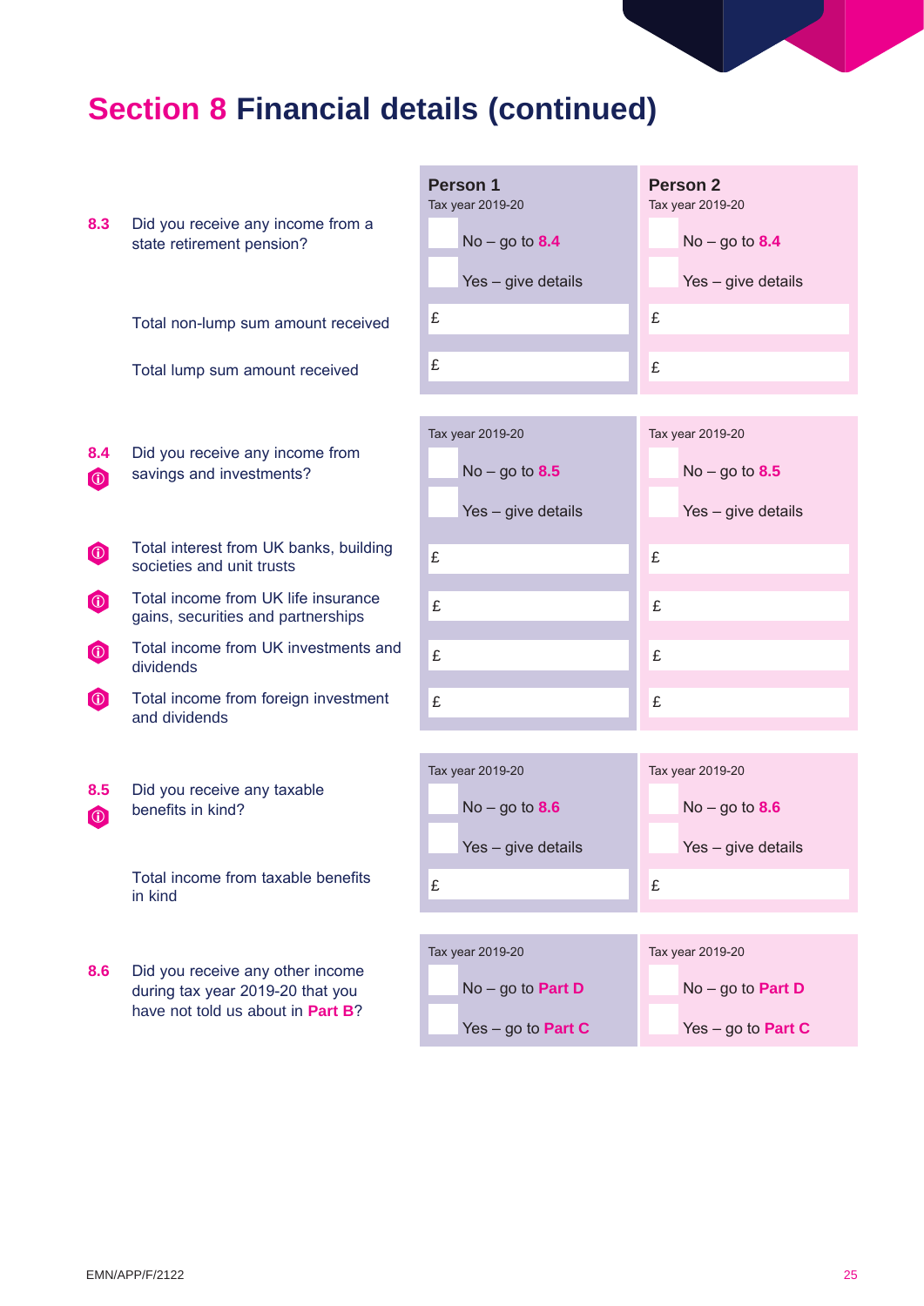# Section 8 Financial details (continued)

| | | Person 1<br>Tax year 2019-20 | Person 2<br>Tax year 2019-20 |
|---|---|---|---|
| 8.3 | Did you receive any income from a state retirement pension? | ☐ No – go to 8.4<br>☐ Yes – give details | ☐ No – go to 8.4<br>☐ Yes – give details |
| | Total non-lump sum amount received | £ | £ |
| | Total lump sum amount received | £ | £ |

| | | Tax year 2019-20 | Tax year 2019-20 |
|---|---|---|---|
| 8.4 ⓘ | Did you receive any income from savings and investments? | ☐ No – go to 8.5<br>☐ Yes – give details | ☐ No – go to 8.5<br>☐ Yes – give details |
| ⓘ | Total interest from UK banks, building societies and unit trusts | £ | £ |
| ⓘ | Total income from UK life insurance gains, securities and partnerships | £ | £ |
| ⓘ | Total income from UK investments and dividends | £ | £ |
| ⓘ | Total income from foreign investment and dividends | £ | £ |

| | | Tax year 2019-20 | Tax year 2019-20 |
|---|---|---|---|
| 8.5 ⓘ | Did you receive any taxable benefits in kind? | ☐ No – go to 8.6<br>☐ Yes – give details | ☐ No – go to 8.6<br>☐ Yes – give details |
| | Total income from taxable benefits in kind | £ | £ |

| | | Tax year 2019-20 | Tax year 2019-20 |
|---|---|---|---|
| 8.6 | Did you receive any other income during tax year 2019-20 that you have not told us about in Part B? | ☐ No – go to Part D<br>☐ Yes – go to Part C | ☐ No – go to Part D<br>☐ Yes – go to Part C |

EMN/APP/F/2122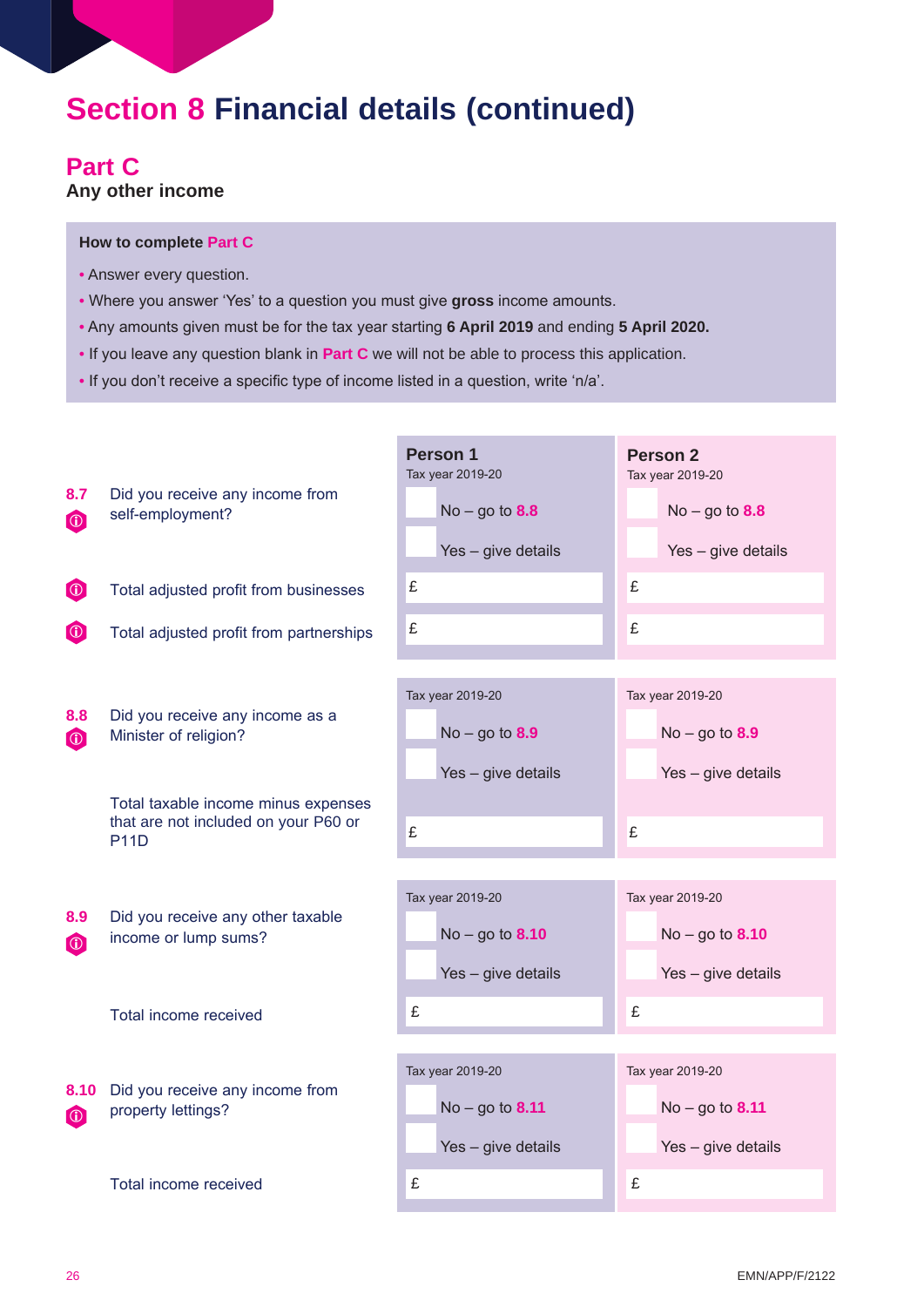# Section 8 Financial details (continued)

## Part C

**Any other income**

**How to complete Part C**

- Answer every question.
- Where you answer 'Yes' to a question you must give **gross** income amounts.
- Any amounts given must be for the tax year starting **6 April 2019** and ending **5 April 2020.**
- If you leave any question blank in Part C we will not be able to process this application.
- If you don't receive a specific type of income listed in a question, write 'n/a'.

| | | Person 1 Tax year 2019-20 | Person 2 Tax year 2019-20 |
|---|---|---|---|
| 8.7 | Did you receive any income from self-employment? | ☐ No – go to 8.8<br>☐ Yes – give details | ☐ No – go to 8.8<br>☐ Yes – give details |
| | Total adjusted profit from businesses | £ | £ |
| | Total adjusted profit from partnerships | £ | £ |
| | | Tax year 2019-20 | Tax year 2019-20 |
| 8.8 | Did you receive any income as a Minister of religion? | ☐ No – go to 8.9<br>☐ Yes – give details | ☐ No – go to 8.9<br>☐ Yes – give details |
| | Total taxable income minus expenses that are not included on your P60 or P11D | £ | £ |
| | | Tax year 2019-20 | Tax year 2019-20 |
| 8.9 | Did you receive any other taxable income or lump sums? | ☐ No – go to 8.10<br>☐ Yes – give details | ☐ No – go to 8.10<br>☐ Yes – give details |
| | Total income received | £ | £ |
| | | Tax year 2019-20 | Tax year 2019-20 |
| 8.10 | Did you receive any income from property lettings? | ☐ No – go to 8.11<br>☐ Yes – give details | ☐ No – go to 8.11<br>☐ Yes – give details |
| | Total income received | £ | £ |

EMN/APP/F/2122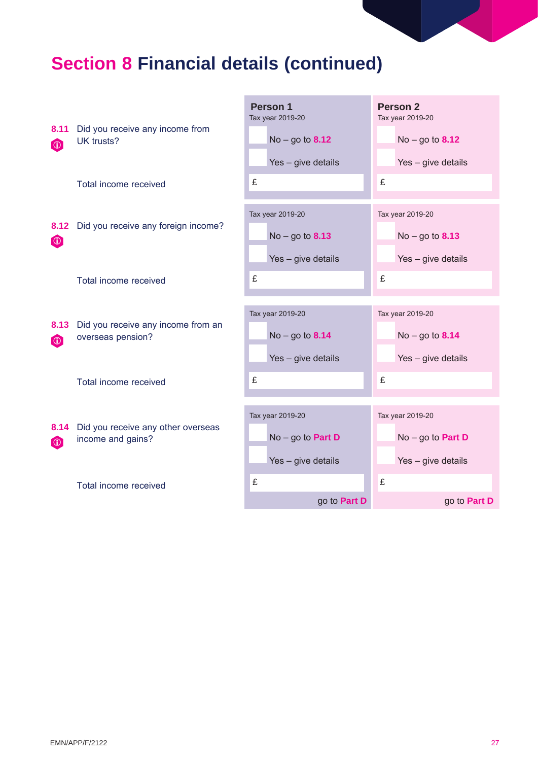# Section 8 Financial details (continued)

| | Person 1 | Person 2 |
|---|---|---|
| **8.11** Did you receive any income from UK trusts? | Tax year 2019-20<br>☐ No – go to **8.12**<br>☐ Yes – give details | Tax year 2019-20<br>☐ No – go to **8.12**<br>☐ Yes – give details |
| Total income received | £ | £ |
| **8.12** Did you receive any foreign income? | Tax year 2019-20<br>☐ No – go to **8.13**<br>☐ Yes – give details | Tax year 2019-20<br>☐ No – go to **8.13**<br>☐ Yes – give details |
| Total income received | £ | £ |
| **8.13** Did you receive any income from an overseas pension? | Tax year 2019-20<br>☐ No – go to **8.14**<br>☐ Yes – give details | Tax year 2019-20<br>☐ No – go to **8.14**<br>☐ Yes – give details |
| Total income received | £ | £ |
| **8.14** Did you receive any other overseas income and gains? | Tax year 2019-20<br>☐ No – go to **Part D**<br>☐ Yes – give details | Tax year 2019-20<br>☐ No – go to **Part D**<br>☐ Yes – give details |
| Total income received | £<br>go to **Part D** | £<br>go to **Part D** |

EMN/APP/F/2122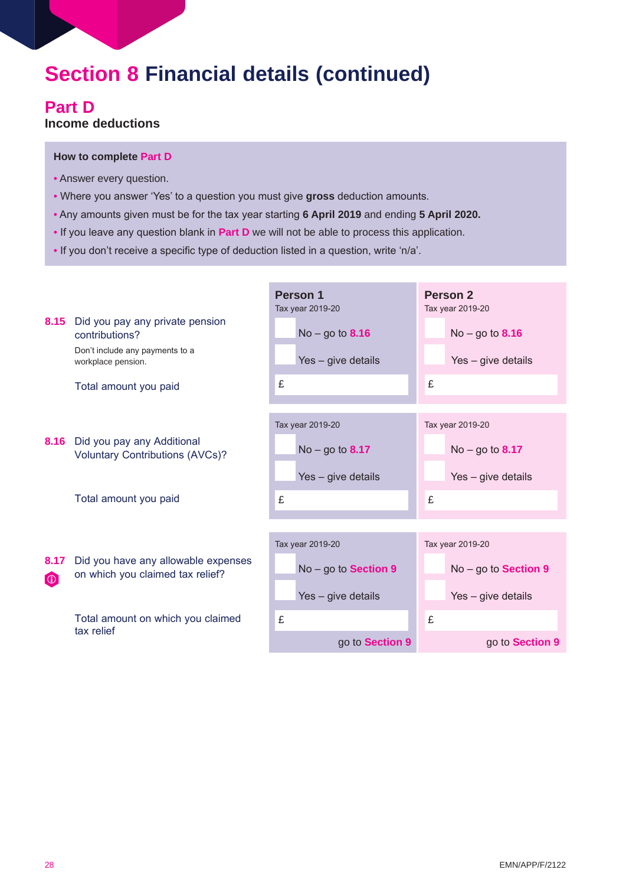# Section 8 Financial details (continued)

## Part D

**Income deductions**

**How to complete Part D**

- Answer every question.
- Where you answer 'Yes' to a question you must give **gross** deduction amounts.
- Any amounts given must be for the tax year starting **6 April 2019** and ending **5 April 2020.**
- If you leave any question blank in **Part D** we will not be able to process this application.
- If you don't receive a specific type of deduction listed in a question, write 'n/a'.

| Question | Person 1 | Person 2 |
|---|---|---|
| | Tax year 2019-20 | Tax year 2019-20 |
| **8.15** Did you pay any private pension contributions?<br>Don't include any payments to a workplace pension. | ☐ No – go to **8.16**<br>☐ Yes – give details | ☐ No – go to **8.16**<br>☐ Yes – give details |
| Total amount you paid | £ | £ |
| | Tax year 2019-20 | Tax year 2019-20 |
| **8.16** Did you pay any Additional Voluntary Contributions (AVCs)? | ☐ No – go to **8.17**<br>☐ Yes – give details | ☐ No – go to **8.17**<br>☐ Yes – give details |
| Total amount you paid | £ | £ |
| | Tax year 2019-20 | Tax year 2019-20 |
| **8.17** Did you have any allowable expenses on which you claimed tax relief? | ☐ No – go to **Section 9**<br>☐ Yes – give details | ☐ No – go to **Section 9**<br>☐ Yes – give details |
| Total amount on which you claimed tax relief | £<br>go to **Section 9** | £<br>go to **Section 9** |

EMN/APP/F/2122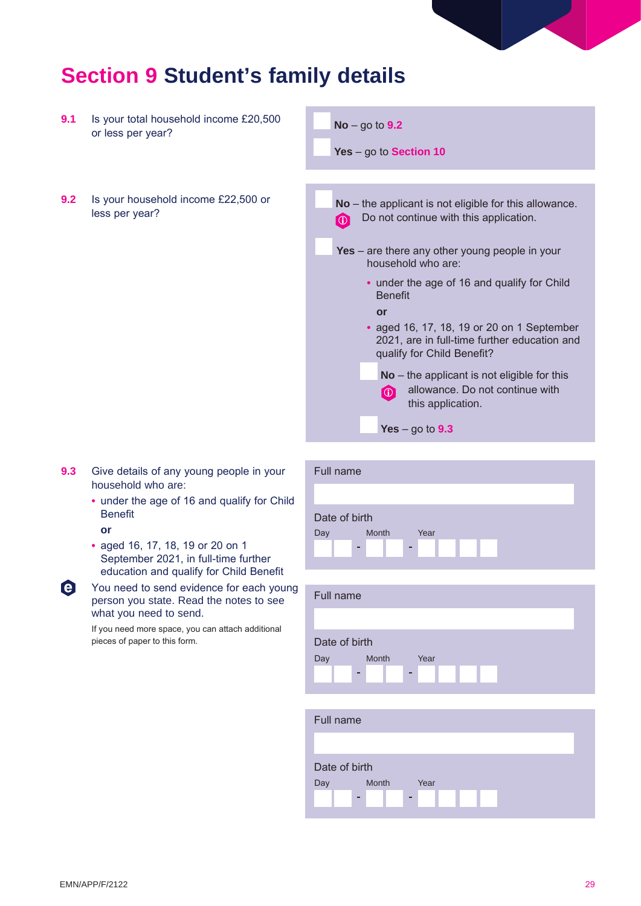# Section 9 Student's family details

**9.1** Is your total household income £20,500 or less per year?

- ☐ **No** – go to **9.2**
- ☐ **Yes** – go to **Section 10**

**9.2** Is your household income £22,500 or less per year?

- ☐ **No** – the applicant is not eligible for this allowance. Do not continue with this application.
- ☐ **Yes** – are there any other young people in your household who are:
  - under the age of 16 and qualify for Child Benefit

    **or**
  - aged 16, 17, 18, 19 or 20 on 1 September 2021, are in full-time further education and qualify for Child Benefit?

  - ☐ **No** – the applicant is not eligible for this allowance. Do not continue with this application.
  - ☐ **Yes** – go to **9.3**

**9.3** Give details of any young people in your household who are:

- under the age of 16 and qualify for Child Benefit

  **or**
- aged 16, 17, 18, 19 or 20 on 1 September 2021, in full-time further education and qualify for Child Benefit

You need to send evidence for each young person you state. Read the notes to see what you need to send.

If you need more space, you can attach additional pieces of paper to this form.

Full name

Date of birth

Day ☐☐ - Month ☐☐ - Year ☐☐☐☐

Full name

Date of birth

Day ☐☐ - Month ☐☐ - Year ☐☐☐☐

Full name

Date of birth

Day ☐☐ - Month ☐☐ - Year ☐☐☐☐

EMN/APP/F/2122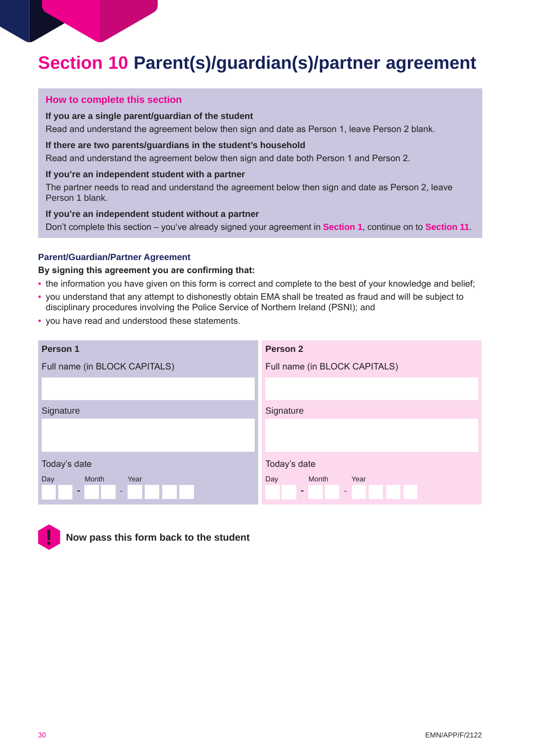# Section 10 Parent(s)/guardian(s)/partner agreement

## How to complete this section

**If you are a single parent/guardian of the student**

Read and understand the agreement below then sign and date as Person 1, leave Person 2 blank.

**If there are two parents/guardians in the student's household**

Read and understand the agreement below then sign and date both Person 1 and Person 2.

**If you're an independent student with a partner**

The partner needs to read and understand the agreement below then sign and date as Person 2, leave Person 1 blank.

**If you're an independent student without a partner**

Don't complete this section – you've already signed your agreement in **Section 1**, continue on to **Section 11**.

### Parent/Guardian/Partner Agreement

**By signing this agreement you are confirming that:**

- the information you have given on this form is correct and complete to the best of your knowledge and belief;
- you understand that any attempt to dishonestly obtain EMA shall be treated as fraud and will be subject to disciplinary procedures involving the Police Service of Northern Ireland (PSNI); and
- you have read and understood these statements.

| Person 1 | Person 2 |
|---|---|
| Full name (in BLOCK CAPITALS) | Full name (in BLOCK CAPITALS) |
| | |
| Signature | Signature |
| | |
| Today's date | Today's date |
| Day __ __ - Month __ __ - Year __ __ __ __ | Day __ __ - Month __ __ - Year __ __ __ __ |

**Now pass this form back to the student**

EMN/APP/F/2122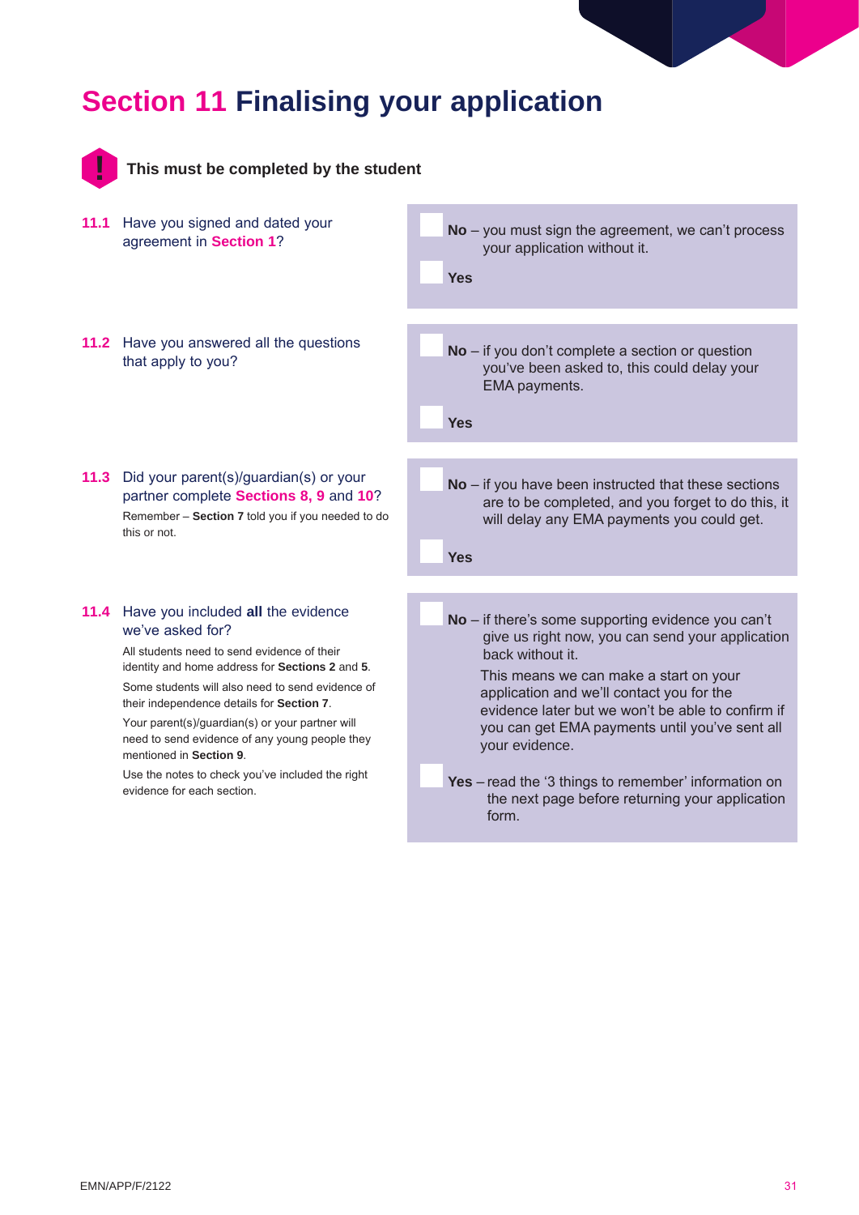# Section 11 Finalising your application

**This must be completed by the student**

**11.1** Have you signed and dated your agreement in Section 1?

- [ ] **No** – you must sign the agreement, we can't process your application without it.
- [ ] **Yes**

**11.2** Have you answered all the questions that apply to you?

- [ ] **No** – if you don't complete a section or question you've been asked to, this could delay your EMA payments.
- [ ] **Yes**

**11.3** Did your parent(s)/guardian(s) or your partner complete Sections 8, 9 and 10?

Remember – **Section 7** told you if you needed to do this or not.

- [ ] **No** – if you have been instructed that these sections are to be completed, and you forget to do this, it will delay any EMA payments you could get.
- [ ] **Yes**

**11.4** Have you included **all** the evidence we've asked for?

All students need to send evidence of their identity and home address for **Sections 2** and **5**.

Some students will also need to send evidence of their independence details for **Section 7**.

Your parent(s)/guardian(s) or your partner will need to send evidence of any young people they mentioned in **Section 9**.

Use the notes to check you've included the right evidence for each section.

- [ ] **No** – if there's some supporting evidence you can't give us right now, you can send your application back without it.

  This means we can make a start on your application and we'll contact you for the evidence later but we won't be able to confirm if you can get EMA payments until you've sent all your evidence.
- [ ] **Yes** – read the '3 things to remember' information on the next page before returning your application form.

EMN/APP/F/2122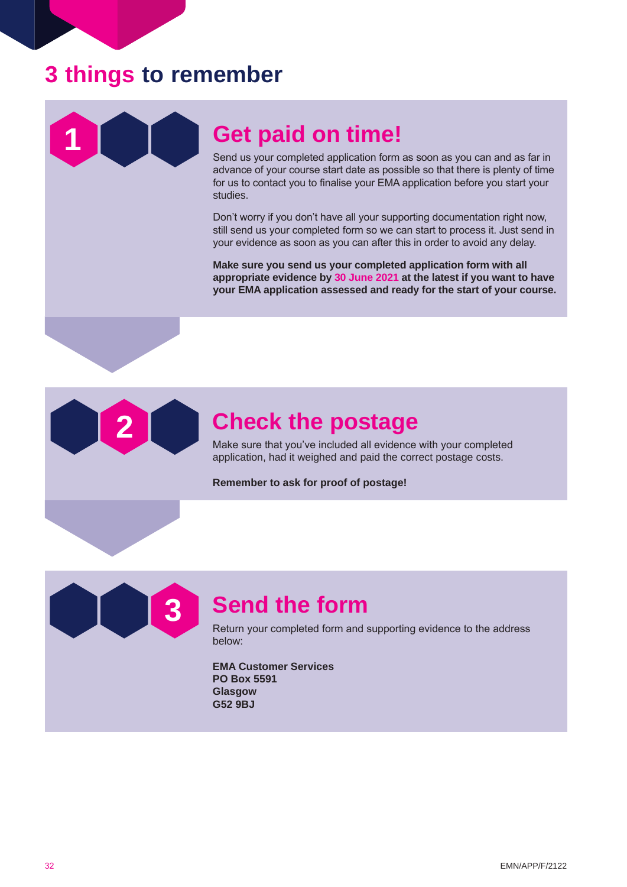# 3 things to remember

## 1 Get paid on time!

Send us your completed application form as soon as you can and as far in advance of your course start date as possible so that there is plenty of time for us to contact you to finalise your EMA application before you start your studies.

Don't worry if you don't have all your supporting documentation right now, still send us your completed form so we can start to process it. Just send in your evidence as soon as you can after this in order to avoid any delay.

**Make sure you send us your completed application form with all appropriate evidence by 30 June 2021 at the latest if you want to have your EMA application assessed and ready for the start of your course.**

## 2 Check the postage

Make sure that you've included all evidence with your completed application, had it weighed and paid the correct postage costs.

**Remember to ask for proof of postage!**

## 3 Send the form

Return your completed form and supporting evidence to the address below:

**EMA Customer Services**
**PO Box 5591**
**Glasgow**
**G52 9BJ**

EMN/APP/F/2122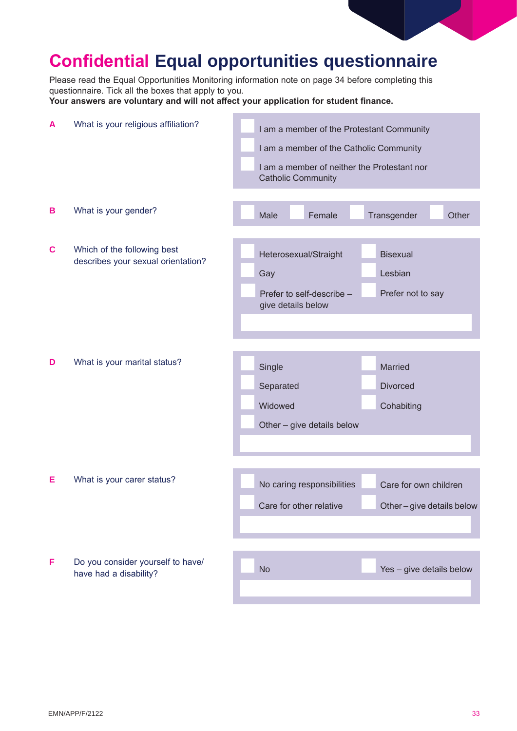# **Confidential** Equal opportunities questionnaire

Please read the Equal Opportunities Monitoring information note on page 34 before completing this questionnaire. Tick all the boxes that apply to you.
**Your answers are voluntary and will not affect your application for student finance.**

**A** What is your religious affiliation?

- ☐ I am a member of the Protestant Community
- ☐ I am a member of the Catholic Community
- ☐ I am a member of neither the Protestant nor Catholic Community

**B** What is your gender?

☐ Male ☐ Female ☐ Transgender ☐ Other

**C** Which of the following best describes your sexual orientation?

- ☐ Heterosexual/Straight
- ☐ Bisexual
- ☐ Gay
- ☐ Lesbian
- ☐ Prefer to self-describe – give details below
- ☐ Prefer not to say

\_\_\_\_\_\_\_\_\_\_\_\_\_\_\_\_\_\_\_\_\_\_\_\_

**D** What is your marital status?

- ☐ Single
- ☐ Married
- ☐ Separated
- ☐ Divorced
- ☐ Widowed
- ☐ Cohabiting
- ☐ Other – give details below

\_\_\_\_\_\_\_\_\_\_\_\_\_\_\_\_\_\_\_\_\_\_\_\_

**E** What is your carer status?

- ☐ No caring responsibilities
- ☐ Care for own children
- ☐ Care for other relative
- ☐ Other – give details below

\_\_\_\_\_\_\_\_\_\_\_\_\_\_\_\_\_\_\_\_\_\_\_\_

**F** Do you consider yourself to have/have had a disability?

- ☐ No
- ☐ Yes – give details below

\_\_\_\_\_\_\_\_\_\_\_\_\_\_\_\_\_\_\_\_\_\_\_\_

EMN/APP/F/2122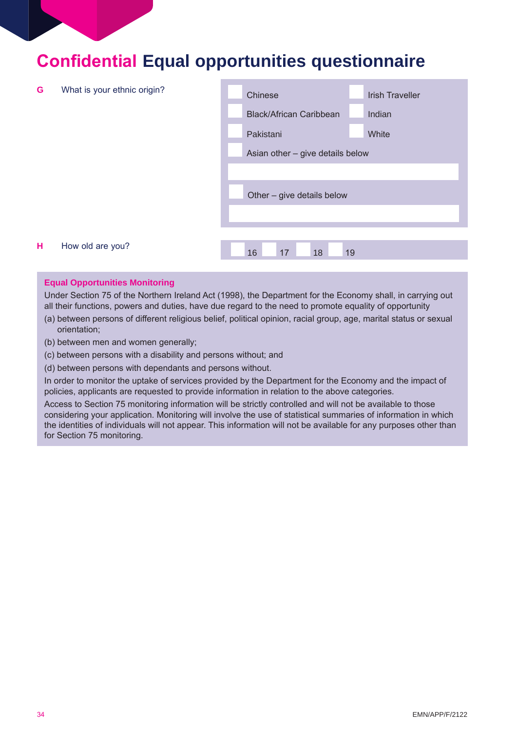# Confidential Equal opportunities questionnaire

**G** What is your ethnic origin?

- ☐ Chinese
- ☐ Irish Traveller
- ☐ Black/African Caribbean
- ☐ Indian
- ☐ Pakistani
- ☐ White
- ☐ Asian other – give details below

______________________________

- ☐ Other – give details below

______________________________

**H** How old are you?

☐ 16 ☐ 17 ☐ 18 ☐ 19

### Equal Opportunities Monitoring

Under Section 75 of the Northern Ireland Act (1998), the Department for the Economy shall, in carrying out all their functions, powers and duties, have due regard to the need to promote equality of opportunity

(a) between persons of different religious belief, political opinion, racial group, age, marital status or sexual orientation;

(b) between men and women generally;

(c) between persons with a disability and persons without; and

(d) between persons with dependants and persons without.

In order to monitor the uptake of services provided by the Department for the Economy and the impact of policies, applicants are requested to provide information in relation to the above categories.

Access to Section 75 monitoring information will be strictly controlled and will not be available to those considering your application. Monitoring will involve the use of statistical summaries of information in which the identities of individuals will not appear. This information will not be available for any purposes other than for Section 75 monitoring.

EMN/APP/F/2122